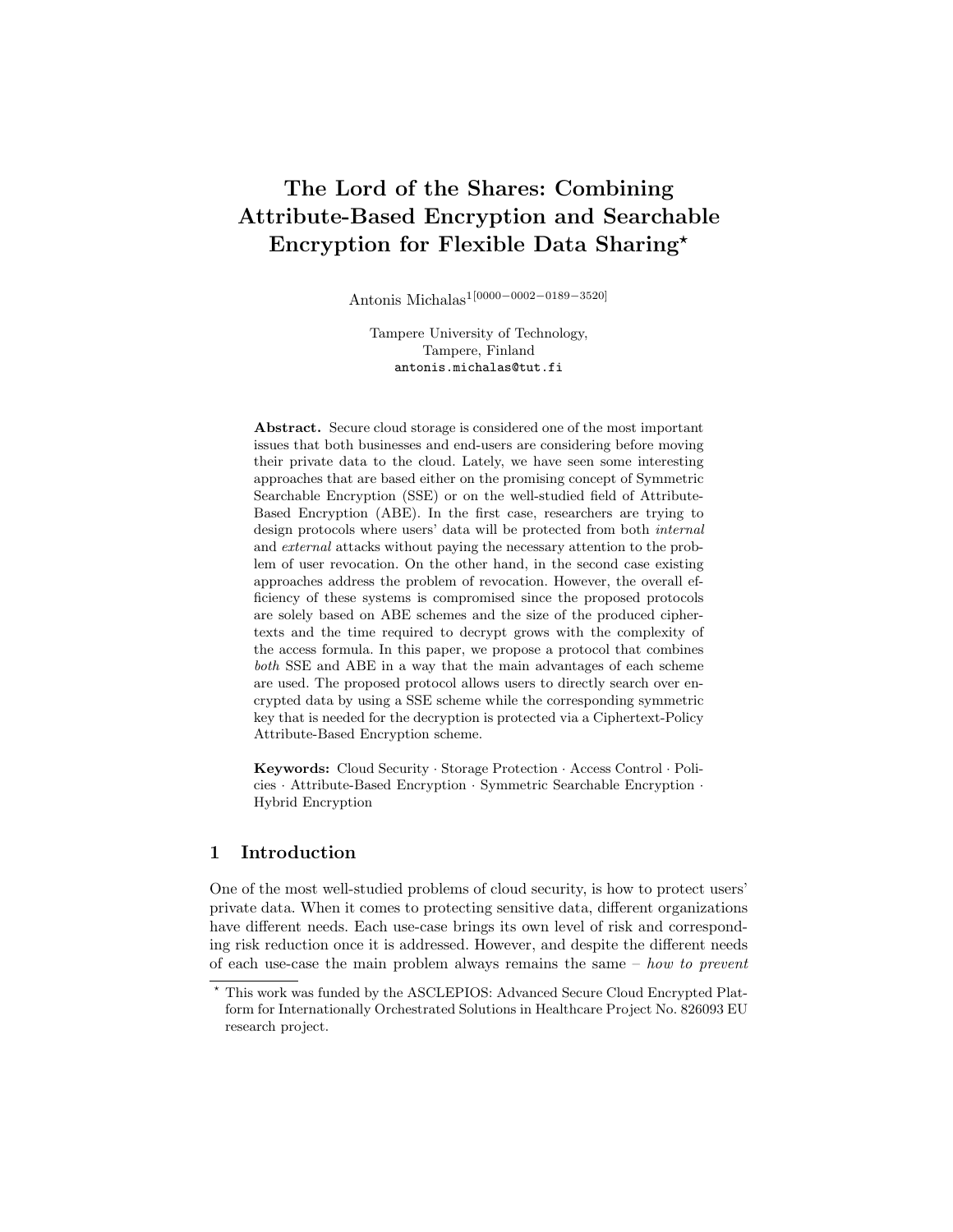# The Lord of the Shares: Combining Attribute-Based Encryption and Searchable Encryption for Flexible Data Sharing*

Antonis Michalas[1[0000−0002−0189−3520]]

Tampere University of Technology,
Tampere, Finland
antonis.michalas@tut.fi

**Abstract.** Secure cloud storage is considered one of the most important issues that both businesses and end-users are considering before moving their private data to the cloud. Lately, we have seen some interesting approaches that are based either on the promising concept of Symmetric Searchable Encryption (SSE) or on the well-studied field of Attribute-Based Encryption (ABE). In the first case, researchers are trying to design protocols where users' data will be protected from both *internal* and *external* attacks without paying the necessary attention to the problem of user revocation. On the other hand, in the second case existing approaches address the problem of revocation. However, the overall efficiency of these systems is compromised since the proposed protocols are solely based on ABE schemes and the size of the produced ciphertexts and the time required to decrypt grows with the complexity of the access formula. In this paper, we propose a protocol that combines *both* SSE and ABE in a way that the main advantages of each scheme are used. The proposed protocol allows users to directly search over encrypted data by using a SSE scheme while the corresponding symmetric key that is needed for the decryption is protected via a Ciphertext-Policy Attribute-Based Encryption scheme.

**Keywords:** Cloud Security · Storage Protection · Access Control · Policies · Attribute-Based Encryption · Symmetric Searchable Encryption · Hybrid Encryption

## 1 Introduction

One of the most well-studied problems of cloud security, is how to protect users' private data. When it comes to protecting sensitive data, different organizations have different needs. Each use-case brings its own level of risk and corresponding risk reduction once it is addressed. However, and despite the different needs of each use-case the main problem always remains the same – *how to prevent*

* This work was funded by the ASCLEPIOS: Advanced Secure Cloud Encrypted Platform for Internationally Orchestrated Solutions in Healthcare Project No. 826093 EU research project.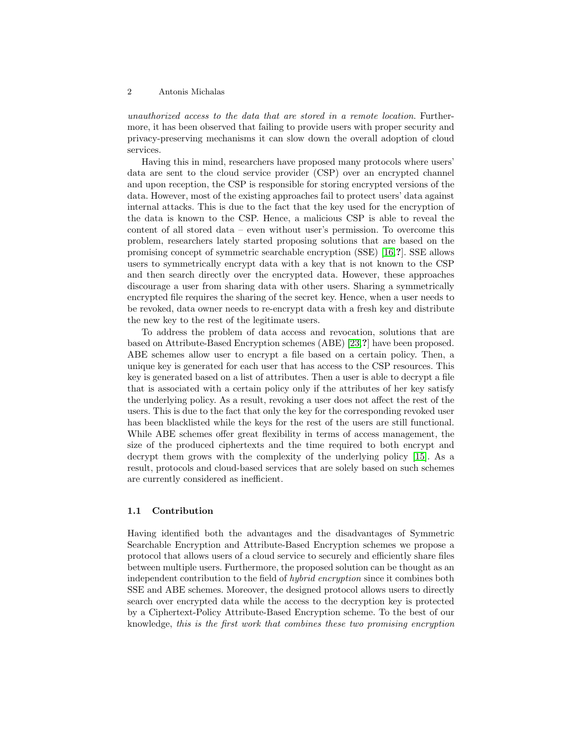*unauthorized access to the data that are stored in a remote location*. Furthermore, it has been observed that failing to provide users with proper security and privacy-preserving mechanisms it can slow down the overall adoption of cloud services.

Having this in mind, researchers have proposed many protocols where users' data are sent to the cloud service provider (CSP) over an encrypted channel and upon reception, the CSP is responsible for storing encrypted versions of the data. However, most of the existing approaches fail to protect users' data against internal attacks. This is due to the fact that the key used for the encryption of the data is known to the CSP. Hence, a malicious CSP is able to reveal the content of all stored data – even without user's permission. To overcome this problem, researchers lately started proposing solutions that are based on the promising concept of symmetric searchable encryption (SSE) [16,**?**]. SSE allows users to symmetrically encrypt data with a key that is not known to the CSP and then search directly over the encrypted data. However, these approaches discourage a user from sharing data with other users. Sharing a symmetrically encrypted file requires the sharing of the secret key. Hence, when a user needs to be revoked, data owner needs to re-encrypt data with a fresh key and distribute the new key to the rest of the legitimate users.

To address the problem of data access and revocation, solutions that are based on Attribute-Based Encryption schemes (ABE) [23,**?**] have been proposed. ABE schemes allow user to encrypt a file based on a certain policy. Then, a unique key is generated for each user that has access to the CSP resources. This key is generated based on a list of attributes. Then a user is able to decrypt a file that is associated with a certain policy only if the attributes of her key satisfy the underlying policy. As a result, revoking a user does not affect the rest of the users. This is due to the fact that only the key for the corresponding revoked user has been blacklisted while the keys for the rest of the users are still functional. While ABE schemes offer great flexibility in terms of access management, the size of the produced ciphertexts and the time required to both encrypt and decrypt them grows with the complexity of the underlying policy [15]. As a result, protocols and cloud-based services that are solely based on such schemes are currently considered as inefficient.

### 1.1 Contribution

Having identified both the advantages and the disadvantages of Symmetric Searchable Encryption and Attribute-Based Encryption schemes we propose a protocol that allows users of a cloud service to securely and efficiently share files between multiple users. Furthermore, the proposed solution can be thought as an independent contribution to the field of *hybrid encryption* since it combines both SSE and ABE schemes. Moreover, the designed protocol allows users to directly search over encrypted data while the access to the decryption key is protected by a Ciphertext-Policy Attribute-Based Encryption scheme. To the best of our knowledge, *this is the first work that combines these two promising encryption*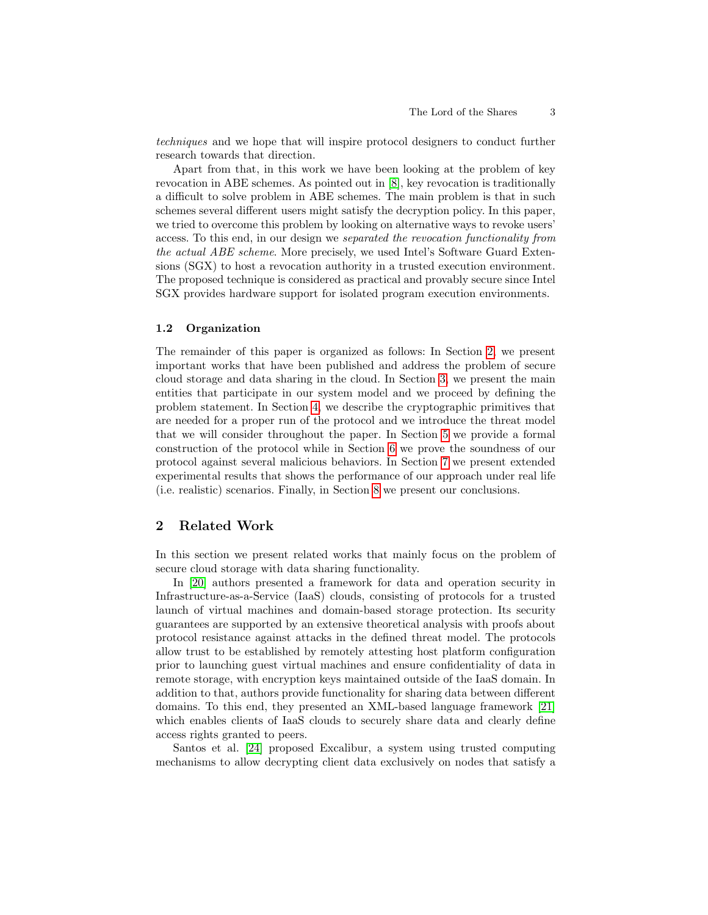*techniques* and we hope that will inspire protocol designers to conduct further research towards that direction.

Apart from that, in this work we have been looking at the problem of key revocation in ABE schemes. As pointed out in [8], key revocation is traditionally a difficult to solve problem in ABE schemes. The main problem is that in such schemes several different users might satisfy the decryption policy. In this paper, we tried to overcome this problem by looking on alternative ways to revoke users' access. To this end, in our design we *separated the revocation functionality from the actual ABE scheme*. More precisely, we used Intel's Software Guard Extensions (SGX) to host a revocation authority in a trusted execution environment. The proposed technique is considered as practical and provably secure since Intel SGX provides hardware support for isolated program execution environments.

### 1.2 Organization

The remainder of this paper is organized as follows: In Section 2, we present important works that have been published and address the problem of secure cloud storage and data sharing in the cloud. In Section 3, we present the main entities that participate in our system model and we proceed by defining the problem statement. In Section 4, we describe the cryptographic primitives that are needed for a proper run of the protocol and we introduce the threat model that we will consider throughout the paper. In Section 5 we provide a formal construction of the protocol while in Section 6 we prove the soundness of our protocol against several malicious behaviors. In Section 7 we present extended experimental results that shows the performance of our approach under real life (i.e. realistic) scenarios. Finally, in Section 8 we present our conclusions.

## 2 Related Work

In this section we present related works that mainly focus on the problem of secure cloud storage with data sharing functionality.

In [20] authors presented a framework for data and operation security in Infrastructure-as-a-Service (IaaS) clouds, consisting of protocols for a trusted launch of virtual machines and domain-based storage protection. Its security guarantees are supported by an extensive theoretical analysis with proofs about protocol resistance against attacks in the defined threat model. The protocols allow trust to be established by remotely attesting host platform configuration prior to launching guest virtual machines and ensure confidentiality of data in remote storage, with encryption keys maintained outside of the IaaS domain. In addition to that, authors provide functionality for sharing data between different domains. To this end, they presented an XML-based language framework [21] which enables clients of IaaS clouds to securely share data and clearly define access rights granted to peers.

Santos et al. [24] proposed Excalibur, a system using trusted computing mechanisms to allow decrypting client data exclusively on nodes that satisfy a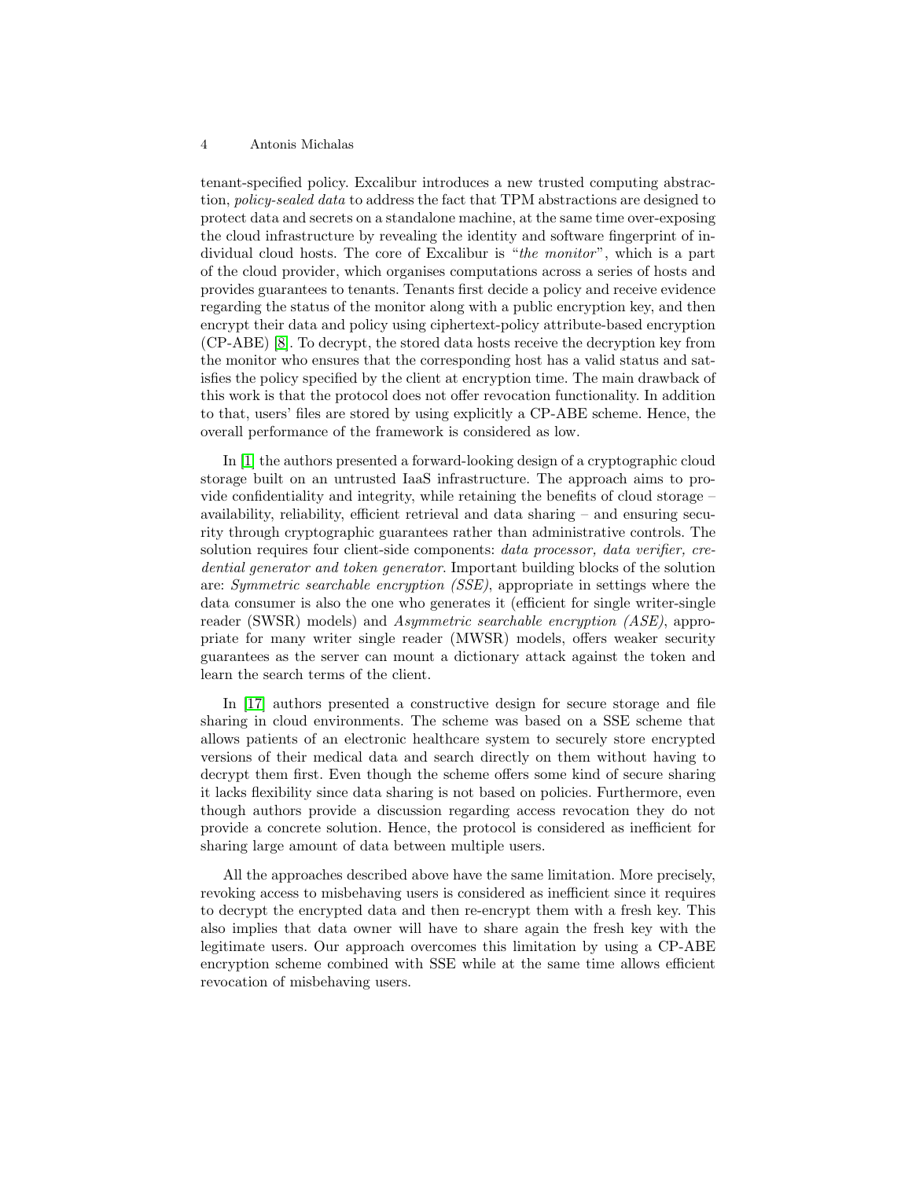tenant-specified policy. Excalibur introduces a new trusted computing abstraction, *policy-sealed data* to address the fact that TPM abstractions are designed to protect data and secrets on a standalone machine, at the same time over-exposing the cloud infrastructure by revealing the identity and software fingerprint of individual cloud hosts. The core of Excalibur is "*the monitor*", which is a part of the cloud provider, which organises computations across a series of hosts and provides guarantees to tenants. Tenants first decide a policy and receive evidence regarding the status of the monitor along with a public encryption key, and then encrypt their data and policy using ciphertext-policy attribute-based encryption (CP-ABE) [8]. To decrypt, the stored data hosts receive the decryption key from the monitor who ensures that the corresponding host has a valid status and satisfies the policy specified by the client at encryption time. The main drawback of this work is that the protocol does not offer revocation functionality. In addition to that, users' files are stored by using explicitly a CP-ABE scheme. Hence, the overall performance of the framework is considered as low.

In [1] the authors presented a forward-looking design of a cryptographic cloud storage built on an untrusted IaaS infrastructure. The approach aims to provide confidentiality and integrity, while retaining the benefits of cloud storage – availability, reliability, efficient retrieval and data sharing – and ensuring security through cryptographic guarantees rather than administrative controls. The solution requires four client-side components: *data processor, data verifier, credential generator and token generator*. Important building blocks of the solution are: *Symmetric searchable encryption (SSE)*, appropriate in settings where the data consumer is also the one who generates it (efficient for single writer-single reader (SWSR) models) and *Asymmetric searchable encryption (ASE)*, appropriate for many writer single reader (MWSR) models, offers weaker security guarantees as the server can mount a dictionary attack against the token and learn the search terms of the client.

In [17] authors presented a constructive design for secure storage and file sharing in cloud environments. The scheme was based on a SSE scheme that allows patients of an electronic healthcare system to securely store encrypted versions of their medical data and search directly on them without having to decrypt them first. Even though the scheme offers some kind of secure sharing it lacks flexibility since data sharing is not based on policies. Furthermore, even though authors provide a discussion regarding access revocation they do not provide a concrete solution. Hence, the protocol is considered as inefficient for sharing large amount of data between multiple users.

All the approaches described above have the same limitation. More precisely, revoking access to misbehaving users is considered as inefficient since it requires to decrypt the encrypted data and then re-encrypt them with a fresh key. This also implies that data owner will have to share again the fresh key with the legitimate users. Our approach overcomes this limitation by using a CP-ABE encryption scheme combined with SSE while at the same time allows efficient revocation of misbehaving users.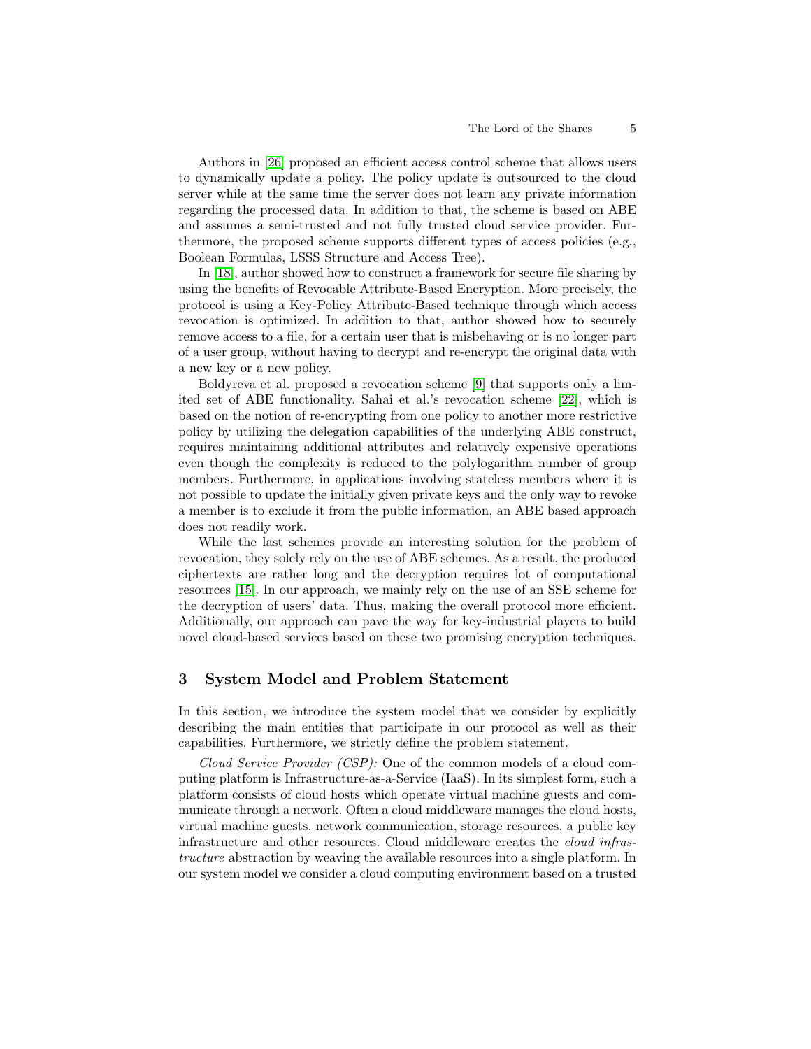Authors in [26] proposed an efficient access control scheme that allows users to dynamically update a policy. The policy update is outsourced to the cloud server while at the same time the server does not learn any private information regarding the processed data. In addition to that, the scheme is based on ABE and assumes a semi-trusted and not fully trusted cloud service provider. Furthermore, the proposed scheme supports different types of access policies (e.g., Boolean Formulas, LSSS Structure and Access Tree).

In [18], author showed how to construct a framework for secure file sharing by using the benefits of Revocable Attribute-Based Encryption. More precisely, the protocol is using a Key-Policy Attribute-Based technique through which access revocation is optimized. In addition to that, author showed how to securely remove access to a file, for a certain user that is misbehaving or is no longer part of a user group, without having to decrypt and re-encrypt the original data with a new key or a new policy.

Boldyreva et al. proposed a revocation scheme [9] that supports only a limited set of ABE functionality. Sahai et al.'s revocation scheme [22], which is based on the notion of re-encrypting from one policy to another more restrictive policy by utilizing the delegation capabilities of the underlying ABE construct, requires maintaining additional attributes and relatively expensive operations even though the complexity is reduced to the polylogarithm number of group members. Furthermore, in applications involving stateless members where it is not possible to update the initially given private keys and the only way to revoke a member is to exclude it from the public information, an ABE based approach does not readily work.

While the last schemes provide an interesting solution for the problem of revocation, they solely rely on the use of ABE schemes. As a result, the produced ciphertexts are rather long and the decryption requires lot of computational resources [15]. In our approach, we mainly rely on the use of an SSE scheme for the decryption of users' data. Thus, making the overall protocol more efficient. Additionally, our approach can pave the way for key-industrial players to build novel cloud-based services based on these two promising encryption techniques.

## 3 System Model and Problem Statement

In this section, we introduce the system model that we consider by explicitly describing the main entities that participate in our protocol as well as their capabilities. Furthermore, we strictly define the problem statement.

*Cloud Service Provider (CSP):* One of the common models of a cloud computing platform is Infrastructure-as-a-Service (IaaS). In its simplest form, such a platform consists of cloud hosts which operate virtual machine guests and communicate through a network. Often a cloud middleware manages the cloud hosts, virtual machine guests, network communication, storage resources, a public key infrastructure and other resources. Cloud middleware creates the *cloud infrastructure* abstraction by weaving the available resources into a single platform. In our system model we consider a cloud computing environment based on a trusted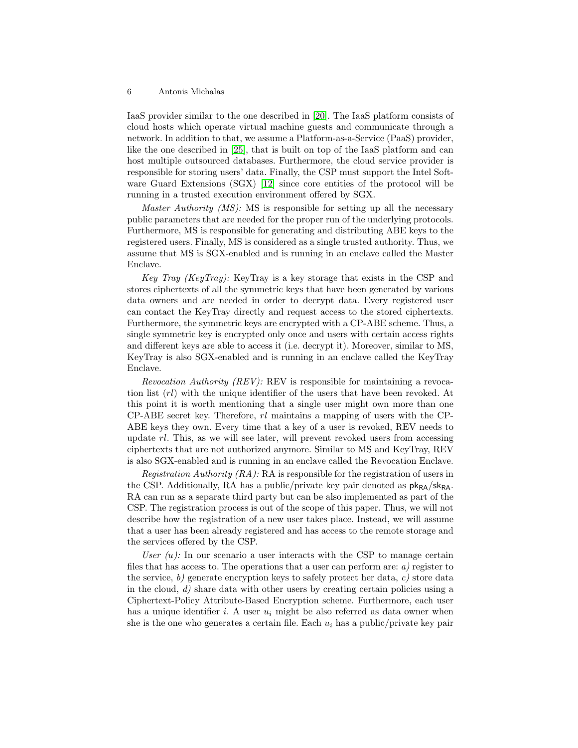IaaS provider similar to the one described in [20]. The IaaS platform consists of cloud hosts which operate virtual machine guests and communicate through a network. In addition to that, we assume a Platform-as-a-Service (PaaS) provider, like the one described in [25], that is built on top of the IaaS platform and can host multiple outsourced databases. Furthermore, the cloud service provider is responsible for storing users' data. Finally, the CSP must support the Intel Software Guard Extensions (SGX) [12] since core entities of the protocol will be running in a trusted execution environment offered by SGX.

*Master Authority (MS):* MS is responsible for setting up all the necessary public parameters that are needed for the proper run of the underlying protocols. Furthermore, MS is responsible for generating and distributing ABE keys to the registered users. Finally, MS is considered as a single trusted authority. Thus, we assume that MS is SGX-enabled and is running in an enclave called the Master Enclave.

*Key Tray (KeyTray):* KeyTray is a key storage that exists in the CSP and stores ciphertexts of all the symmetric keys that have been generated by various data owners and are needed in order to decrypt data. Every registered user can contact the KeyTray directly and request access to the stored ciphertexts. Furthermore, the symmetric keys are encrypted with a CP-ABE scheme. Thus, a single symmetric key is encrypted only once and users with certain access rights and different keys are able to access it (i.e. decrypt it). Moreover, similar to MS, KeyTray is also SGX-enabled and is running in an enclave called the KeyTray Enclave.

*Revocation Authority (REV):* REV is responsible for maintaining a revocation list ($rl$) with the unique identifier of the users that have been revoked. At this point it is worth mentioning that a single user might own more than one CP-ABE secret key. Therefore, $rl$ maintains a mapping of users with the CP-ABE keys they own. Every time that a key of a user is revoked, REV needs to update $rl$. This, as we will see later, will prevent revoked users from accessing ciphertexts that are not authorized anymore. Similar to MS and KeyTray, REV is also SGX-enabled and is running in an enclave called the Revocation Enclave.

*Registration Authority (RA):* RA is responsible for the registration of users in the CSP. Additionally, RA has a public/private key pair denoted as $\mathsf{pk}_{\mathsf{RA}}/\mathsf{sk}_{\mathsf{RA}}$. RA can run as a separate third party but can be also implemented as part of the CSP. The registration process is out of the scope of this paper. Thus, we will not describe how the registration of a new user takes place. Instead, we will assume that a user has been already registered and has access to the remote storage and the services offered by the CSP.

*User ($u$):* In our scenario a user interacts with the CSP to manage certain files that has access to. The operations that a user can perform are: *a)* register to the service, *b)* generate encryption keys to safely protect her data, *c)* store data in the cloud, *d)* share data with other users by creating certain policies using a Ciphertext-Policy Attribute-Based Encryption scheme. Furthermore, each user has a unique identifier $i$. A user $u_i$ might be also referred as data owner when she is the one who generates a certain file. Each $u_i$ has a public/private key pair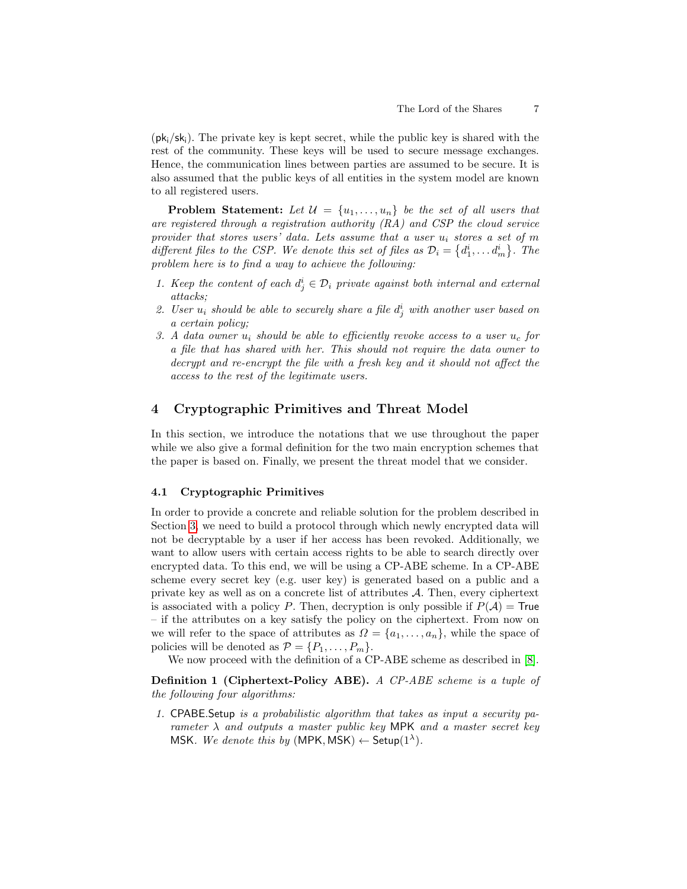($\mathsf{pk_i}/\mathsf{sk_i}$). The private key is kept secret, while the public key is shared with the rest of the community. These keys will be used to secure message exchanges. Hence, the communication lines between parties are assumed to be secure. It is also assumed that the public keys of all entities in the system model are known to all registered users.

**Problem Statement:** *Let $\mathcal{U} = \{u_1, \ldots, u_n\}$ be the set of all users that are registered through a registration authority (RA) and CSP the cloud service provider that stores users' data. Lets assume that a user $u_i$ stores a set of $m$ different files to the CSP. We denote this set of files as $\mathcal{D}_i = \{d_1^i, \ldots d_m^i\}$. The problem here is to find a way to achieve the following:*

1. *Keep the content of each $d_j^i \in \mathcal{D}_i$ private against both internal and external attacks;*
2. *User $u_i$ should be able to securely share a file $d_j^i$ with another user based on a certain policy;*
3. *A data owner $u_i$ should be able to efficiently revoke access to a user $u_c$ for a file that has shared with her. This should not require the data owner to decrypt and re-encrypt the file with a fresh key and it should not affect the access to the rest of the legitimate users.*

## 4 Cryptographic Primitives and Threat Model

In this section, we introduce the notations that we use throughout the paper while we also give a formal definition for the two main encryption schemes that the paper is based on. Finally, we present the threat model that we consider.

### 4.1 Cryptographic Primitives

In order to provide a concrete and reliable solution for the problem described in Section 3, we need to build a protocol through which newly encrypted data will not be decryptable by a user if her access has been revoked. Additionally, we want to allow users with certain access rights to be able to search directly over encrypted data. To this end, we will be using a CP-ABE scheme. In a CP-ABE scheme every secret key (e.g. user key) is generated based on a public and a private key as well as on a concrete list of attributes $\mathcal{A}$. Then, every ciphertext is associated with a policy $P$. Then, decryption is only possible if $P(\mathcal{A}) = \mathsf{True}$ – if the attributes on a key satisfy the policy on the ciphertext. From now on we will refer to the space of attributes as $\Omega = \{a_1, \ldots, a_n\}$, while the space of policies will be denoted as $\mathcal{P} = \{P_1, \ldots, P_m\}$.

We now proceed with the definition of a CP-ABE scheme as described in [8].

**Definition 1 (Ciphertext-Policy ABE).** *A CP-ABE scheme is a tuple of the following four algorithms:*

1. $\mathsf{CPABE.Setup}$ *is a probabilistic algorithm that takes as input a security parameter $\lambda$ and outputs a master public key* $\mathsf{MPK}$ *and a master secret key* $\mathsf{MSK}$*. We denote this by* $(\mathsf{MPK}, \mathsf{MSK}) \leftarrow \mathsf{Setup}(1^\lambda)$*.*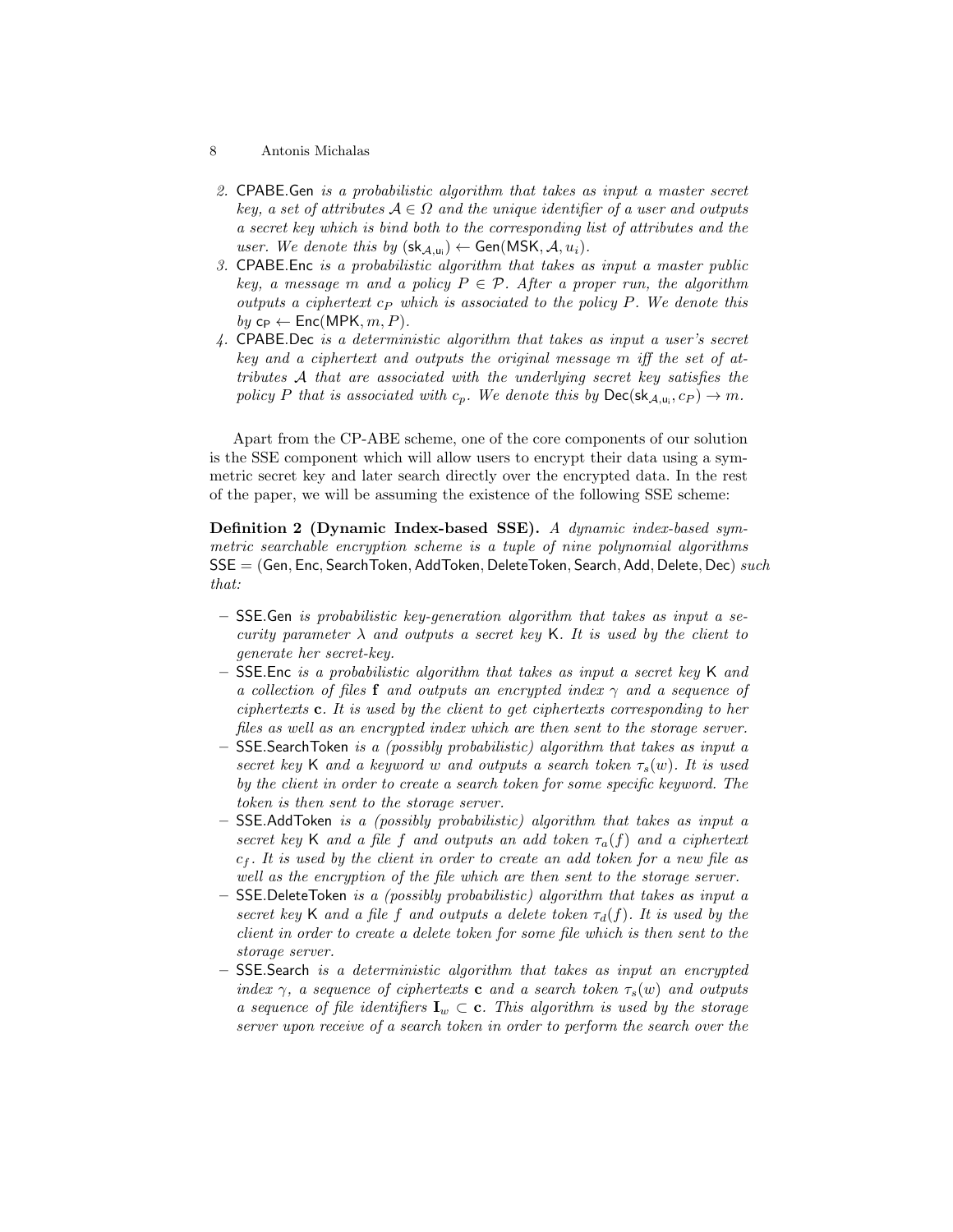2. $\mathsf{CPABE.Gen}$ *is a probabilistic algorithm that takes as input a master secret key, a set of attributes* $\mathcal{A} \in \Omega$ *and the unique identifier of a user and outputs a secret key which is bind both to the corresponding list of attributes and the user. We denote this by* $(\mathsf{sk}_{\mathcal{A},\mathsf{u_i}}) \leftarrow \mathsf{Gen}(\mathsf{MSK}, \mathcal{A}, u_i)$.
3. $\mathsf{CPABE.Enc}$ *is a probabilistic algorithm that takes as input a master public key, a message* $m$ *and a policy* $P \in \mathcal{P}$*. After a proper run, the algorithm outputs a ciphertext* $c_P$ *which is associated to the policy* $P$*. We denote this by* $\mathsf{c_P} \leftarrow \mathsf{Enc}(\mathsf{MPK}, m, P)$.
4. $\mathsf{CPABE.Dec}$ *is a deterministic algorithm that takes as input a user's secret key and a ciphertext and outputs the original message* $m$ *iff the set of attributes* $\mathcal{A}$ *that are associated with the underlying secret key satisfies the policy* $P$ *that is associated with* $c_p$*. We denote this by* $\mathsf{Dec}(\mathsf{sk}_{\mathcal{A},\mathsf{u_i}}, c_P) \rightarrow m$.

Apart from the CP-ABE scheme, one of the core components of our solution is the SSE component which will allow users to encrypt their data using a symmetric secret key and later search directly over the encrypted data. In the rest of the paper, we will be assuming the existence of the following SSE scheme:

**Definition 2 (Dynamic Index-based SSE).** *A dynamic index-based symmetric searchable encryption scheme is a tuple of nine polynomial algorithms* $\mathsf{SSE} = (\mathsf{Gen}, \mathsf{Enc}, \mathsf{SearchToken}, \mathsf{AddToken}, \mathsf{DeleteToken}, \mathsf{Search}, \mathsf{Add}, \mathsf{Delete}, \mathsf{Dec})$ *such that:*

- $\mathsf{SSE.Gen}$ *is probabilistic key-generation algorithm that takes as input a security parameter* $\lambda$ *and outputs a secret key* $\mathsf{K}$*. It is used by the client to generate her secret-key.*
- $\mathsf{SSE.Enc}$ *is a probabilistic algorithm that takes as input a secret key* $\mathsf{K}$ *and a collection of files* $\mathbf{f}$ *and outputs an encrypted index* $\gamma$ *and a sequence of ciphertexts* $\mathbf{c}$*. It is used by the client to get ciphertexts corresponding to her files as well as an encrypted index which are then sent to the storage server.*
- $\mathsf{SSE.SearchToken}$ *is a (possibly probabilistic) algorithm that takes as input a secret key* $\mathsf{K}$ *and a keyword* $w$ *and outputs a search token* $\tau_s(w)$*. It is used by the client in order to create a search token for some specific keyword. The token is then sent to the storage server.*
- $\mathsf{SSE.AddToken}$ *is a (possibly probabilistic) algorithm that takes as input a secret key* $\mathsf{K}$ *and a file* $f$ *and outputs an add token* $\tau_a(f)$ *and a ciphertext* $c_f$*. It is used by the client in order to create an add token for a new file as well as the encryption of the file which are then sent to the storage server.*
- $\mathsf{SSE.DeleteToken}$ *is a (possibly probabilistic) algorithm that takes as input a secret key* $\mathsf{K}$ *and a file* $f$ *and outputs a delete token* $\tau_d(f)$*. It is used by the client in order to create a delete token for some file which is then sent to the storage server.*
- $\mathsf{SSE.Search}$ *is a deterministic algorithm that takes as input an encrypted index* $\gamma$*, a sequence of ciphertexts* $\mathbf{c}$ *and a search token* $\tau_s(w)$ *and outputs a sequence of file identifiers* $\mathbf{I}_w \subset \mathbf{c}$*. This algorithm is used by the storage server upon receive of a search token in order to perform the search over the*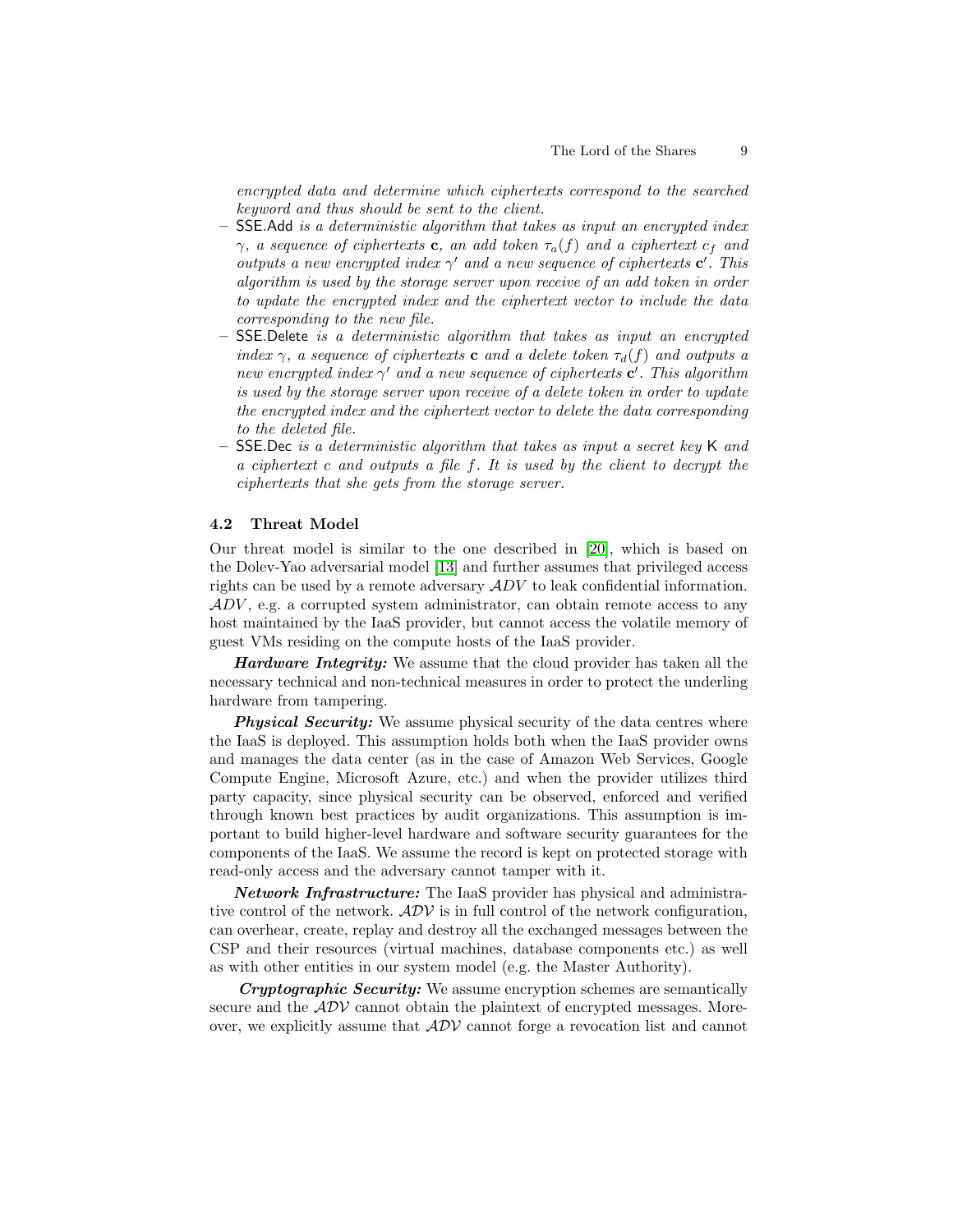*encrypted data and determine which ciphertexts correspond to the searched keyword and thus should be sent to the client.*

- SSE.Add *is a deterministic algorithm that takes as input an encrypted index* $\gamma$*, a sequence of ciphertexts* $\mathbf{c}$*, an add token* $\tau_a(f)$ *and a ciphertext* $c_f$ *and outputs a new encrypted index* $\gamma'$ *and a new sequence of ciphertexts* $\mathbf{c}'$*. This algorithm is used by the storage server upon receive of an add token in order to update the encrypted index and the ciphertext vector to include the data corresponding to the new file.*
- SSE.Delete *is a deterministic algorithm that takes as input an encrypted index* $\gamma$*, a sequence of ciphertexts* $\mathbf{c}$ *and a delete token* $\tau_d(f)$ *and outputs a new encrypted index* $\gamma'$ *and a new sequence of ciphertexts* $\mathbf{c}'$*. This algorithm is used by the storage server upon receive of a delete token in order to update the encrypted index and the ciphertext vector to delete the data corresponding to the deleted file.*
- SSE.Dec *is a deterministic algorithm that takes as input a secret key* K *and a ciphertext* $c$ *and outputs a file* $f$*. It is used by the client to decrypt the ciphertexts that she gets from the storage server.*

### 4.2 Threat Model

Our threat model is similar to the one described in [20], which is based on the Dolev-Yao adversarial model [13] and further assumes that privileged access rights can be used by a remote adversary $\mathcal{ADV}$ to leak confidential information. $\mathcal{ADV}$, e.g. a corrupted system administrator, can obtain remote access to any host maintained by the IaaS provider, but cannot access the volatile memory of guest VMs residing on the compute hosts of the IaaS provider.

***Hardware Integrity:*** We assume that the cloud provider has taken all the necessary technical and non-technical measures in order to protect the underling hardware from tampering.

***Physical Security:*** We assume physical security of the data centres where the IaaS is deployed. This assumption holds both when the IaaS provider owns and manages the data center (as in the case of Amazon Web Services, Google Compute Engine, Microsoft Azure, etc.) and when the provider utilizes third party capacity, since physical security can be observed, enforced and verified through known best practices by audit organizations. This assumption is important to build higher-level hardware and software security guarantees for the components of the IaaS. We assume the record is kept on protected storage with read-only access and the adversary cannot tamper with it.

***Network Infrastructure:*** The IaaS provider has physical and administrative control of the network. $\mathcal{ADV}$ is in full control of the network configuration, can overhear, create, replay and destroy all the exchanged messages between the CSP and their resources (virtual machines, database components etc.) as well as with other entities in our system model (e.g. the Master Authority).

***Cryptographic Security:*** We assume encryption schemes are semantically secure and the $\mathcal{ADV}$ cannot obtain the plaintext of encrypted messages. Moreover, we explicitly assume that $\mathcal{ADV}$ cannot forge a revocation list and cannot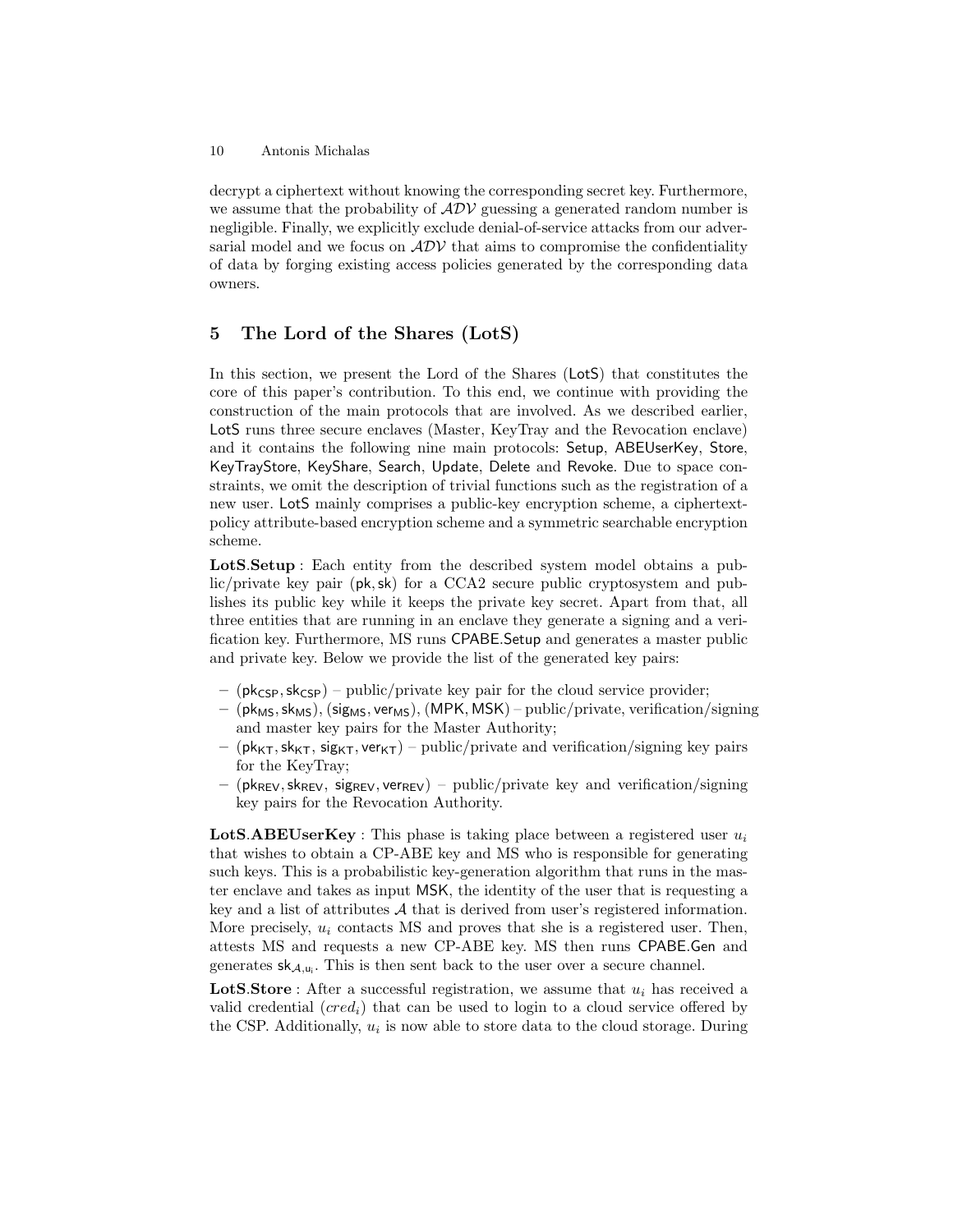decrypt a ciphertext without knowing the corresponding secret key. Furthermore, we assume that the probability of $\mathcal{ADV}$ guessing a generated random number is negligible. Finally, we explicitly exclude denial-of-service attacks from our adversarial model and we focus on $\mathcal{ADV}$ that aims to compromise the confidentiality of data by forging existing access policies generated by the corresponding data owners.

## 5 The Lord of the Shares (LotS)

In this section, we present the Lord of the Shares (LotS) that constitutes the core of this paper's contribution. To this end, we continue with providing the construction of the main protocols that are involved. As we described earlier, LotS runs three secure enclaves (Master, KeyTray and the Revocation enclave) and it contains the following nine main protocols: Setup, ABEUserKey, Store, KeyTrayStore, KeyShare, Search, Update, Delete and Revoke. Due to space constraints, we omit the description of trivial functions such as the registration of a new user. LotS mainly comprises a public-key encryption scheme, a ciphertext-policy attribute-based encryption scheme and a symmetric searchable encryption scheme.

**LotS.Setup** : Each entity from the described system model obtains a public/private key pair $(\mathsf{pk}, \mathsf{sk})$ for a CCA2 secure public cryptosystem and publishes its public key while it keeps the private key secret. Apart from that, all three entities that are running in an enclave they generate a signing and a verification key. Furthermore, MS runs CPABE.Setup and generates a master public and private key. Below we provide the list of the generated key pairs:

- $(\mathsf{pk}_{\mathsf{CSP}}, \mathsf{sk}_{\mathsf{CSP}})$ – public/private key pair for the cloud service provider;
- $(\mathsf{pk}_{\mathsf{MS}}, \mathsf{sk}_{\mathsf{MS}}), (\mathsf{sig}_{\mathsf{MS}}, \mathsf{ver}_{\mathsf{MS}}), (\mathsf{MPK}, \mathsf{MSK})$ – public/private, verification/signing and master key pairs for the Master Authority;
- $(\mathsf{pk}_{\mathsf{KT}}, \mathsf{sk}_{\mathsf{KT}}, \mathsf{sig}_{\mathsf{KT}}, \mathsf{ver}_{\mathsf{KT}})$ – public/private and verification/signing key pairs for the KeyTray;
- $(\mathsf{pk}_{\mathsf{REV}}, \mathsf{sk}_{\mathsf{REV}}, \mathsf{sig}_{\mathsf{REV}}, \mathsf{ver}_{\mathsf{REV}})$ – public/private key and verification/signing key pairs for the Revocation Authority.

**LotS.ABEUserKey** : This phase is taking place between a registered user $u_i$ that wishes to obtain a CP-ABE key and MS who is responsible for generating such keys. This is a probabilistic key-generation algorithm that runs in the master enclave and takes as input MSK, the identity of the user that is requesting a key and a list of attributes $\mathcal{A}$ that is derived from user's registered information. More precisely, $u_i$ contacts MS and proves that she is a registered user. Then, attests MS and requests a new CP-ABE key. MS then runs CPABE.Gen and generates $\mathsf{sk}_{\mathcal{A},\mathsf{u}_\mathsf{i}}$. This is then sent back to the user over a secure channel.

**LotS.Store** : After a successful registration, we assume that $u_i$ has received a valid credential $(cred_i)$ that can be used to login to a cloud service offered by the CSP. Additionally, $u_i$ is now able to store data to the cloud storage. During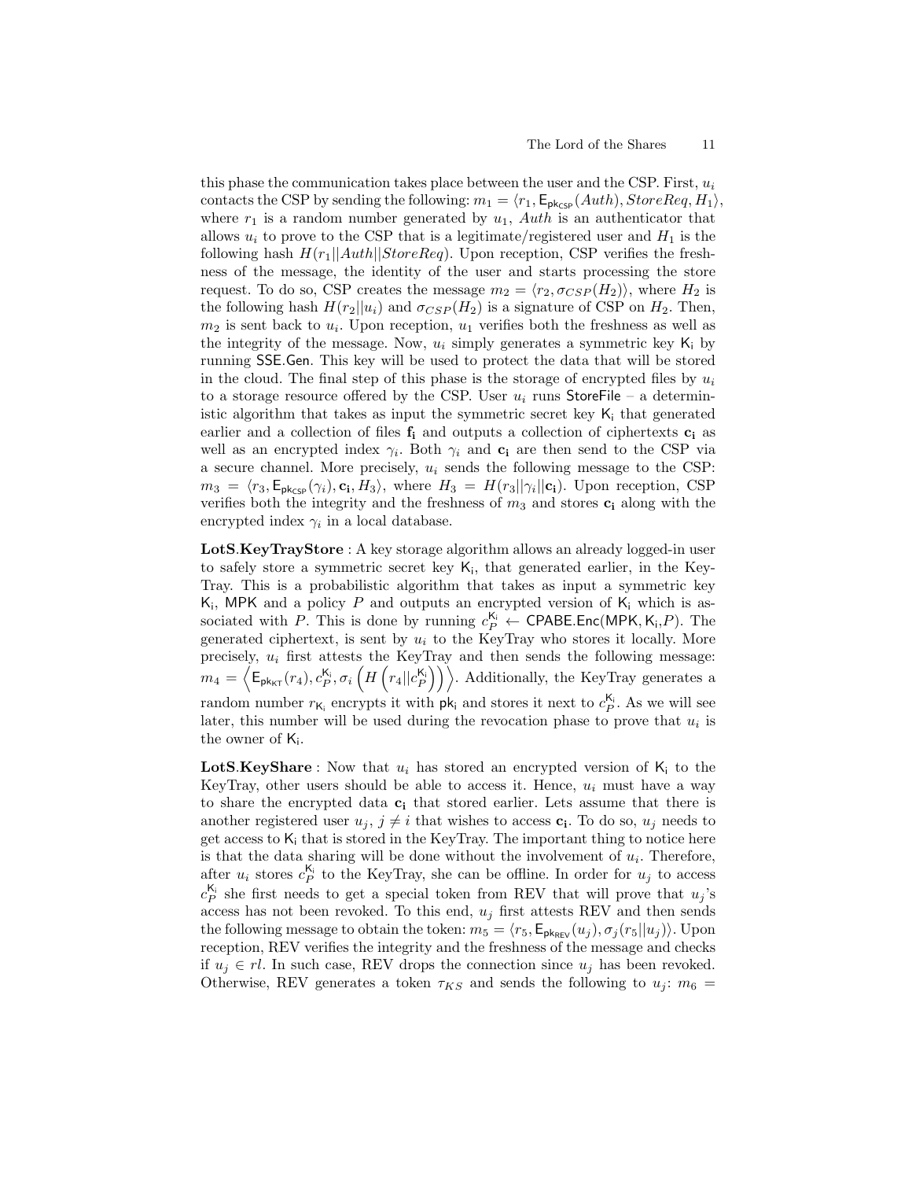this phase the communication takes place between the user and the CSP. First, $u_i$ contacts the CSP by sending the following: $m_1 = \langle r_1, \mathsf{E}_{\mathsf{pk}_{\mathsf{CSP}}}(Auth), StoreReq, H_1\rangle$, where $r_1$ is a random number generated by $u_1$, $Auth$ is an authenticator that allows $u_i$ to prove to the CSP that is a legitimate/registered user and $H_1$ is the following hash $H(r_1||Auth||StoreReq)$. Upon reception, CSP verifies the freshness of the message, the identity of the user and starts processing the store request. To do so, CSP creates the message $m_2 = \langle r_2, \sigma_{CSP}(H_2)\rangle$, where $H_2$ is the following hash $H(r_2||u_i)$ and $\sigma_{CSP}(H_2)$ is a signature of CSP on $H_2$. Then, $m_2$ is sent back to $u_i$. Upon reception, $u_1$ verifies both the freshness as well as the integrity of the message. Now, $u_i$ simply generates a symmetric key $\mathsf{K_i}$ by running $\mathsf{SSE.Gen}$. This key will be used to protect the data that will be stored in the cloud. The final step of this phase is the storage of encrypted files by $u_i$ to a storage resource offered by the CSP. User $u_i$ runs $\mathsf{StoreFile}$ – a deterministic algorithm that takes as input the symmetric secret key $\mathsf{K_i}$ that generated earlier and a collection of files $\mathbf{f_i}$ and outputs a collection of ciphertexts $\mathbf{c_i}$ as well as an encrypted index $\gamma_i$. Both $\gamma_i$ and $\mathbf{c_i}$ are then send to the CSP via a secure channel. More precisely, $u_i$ sends the following message to the CSP: $m_3 = \langle r_3, \mathsf{E}_{\mathsf{pk}_{\mathsf{CSP}}}(\gamma_i), \mathbf{c_i}, H_3\rangle$, where $H_3 = H(r_3||\gamma_i||\mathbf{c_i})$. Upon reception, CSP verifies both the integrity and the freshness of $m_3$ and stores $\mathbf{c_i}$ along with the encrypted index $\gamma_i$ in a local database.

**LotS.KeyTrayStore** : A key storage algorithm allows an already logged-in user to safely store a symmetric secret key $\mathsf{K_i}$, that generated earlier, in the KeyTray. This is a probabilistic algorithm that takes as input a symmetric key $\mathsf{K_i}$, $\mathsf{MPK}$ and a policy $P$ and outputs an encrypted version of $\mathsf{K_i}$ which is associated with $P$. This is done by running $c_P^{\mathsf{K_i}} \leftarrow \mathsf{CPABE.Enc}(\mathsf{MPK}, \mathsf{K_i}, P)$. The generated ciphertext, is sent by $u_i$ to the KeyTray who stores it locally. More precisely, $u_i$ first attests the KeyTray and then sends the following message: $m_4 = \left\langle \mathsf{E}_{\mathsf{pk}_{\mathsf{KT}}}(r_4), c_P^{\mathsf{K_i}}, \sigma_i\left(H\left(r_4||c_P^{\mathsf{K_i}}\right)\right)\right\rangle$. Additionally, the KeyTray generates a random number $r_{\mathsf{K_i}}$ encrypts it with $\mathsf{pk_i}$ and stores it next to $c_P^{\mathsf{K_i}}$. As we will see later, this number will be used during the revocation phase to prove that $u_i$ is the owner of $\mathsf{K_i}$.

**LotS.KeyShare** : Now that $u_i$ has stored an encrypted version of $\mathsf{K_i}$ to the KeyTray, other users should be able to access it. Hence, $u_i$ must have a way to share the encrypted data $\mathbf{c_i}$ that stored earlier. Lets assume that there is another registered user $u_j$, $j \neq i$ that wishes to access $\mathbf{c_i}$. To do so, $u_j$ needs to get access to $\mathsf{K_i}$ that is stored in the KeyTray. The important thing to notice here is that the data sharing will be done without the involvement of $u_i$. Therefore, after $u_i$ stores $c_P^{\mathsf{K_i}}$ to the KeyTray, she can be offline. In order for $u_j$ to access $c_P^{\mathsf{K_i}}$ she first needs to get a special token from REV that will prove that $u_j$'s access has not been revoked. To this end, $u_j$ first attests REV and then sends the following message to obtain the token: $m_5 = \langle r_5, \mathsf{E}_{\mathsf{pk}_{\mathsf{REV}}}(u_j), \sigma_j(r_5||u_j)\rangle$. Upon reception, REV verifies the integrity and the freshness of the message and checks if $u_j \in rl$. In such case, REV drops the connection since $u_j$ has been revoked. Otherwise, REV generates a token $\tau_{KS}$ and sends the following to $u_j$: $m_6 =$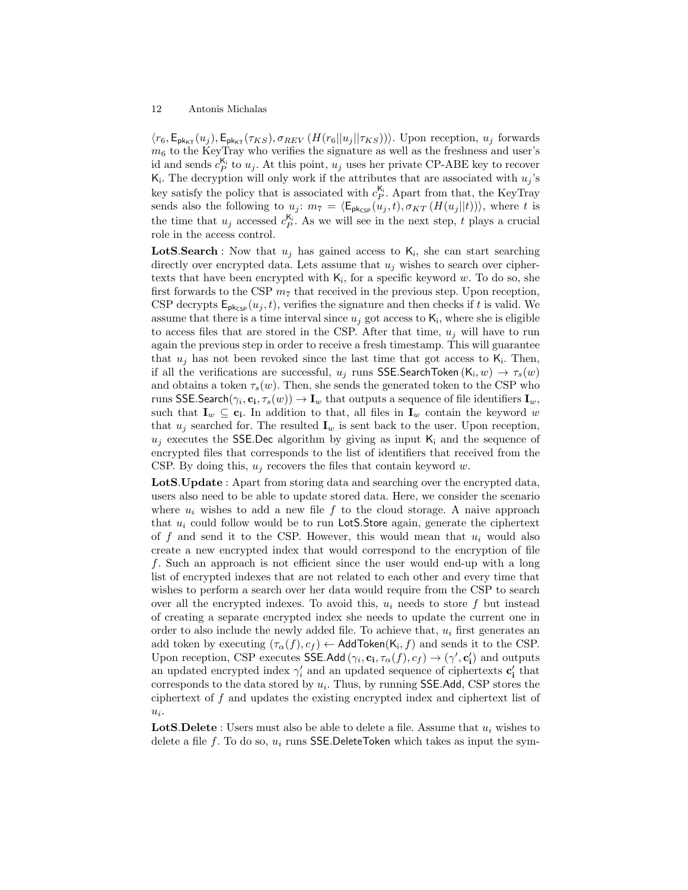$\langle r_6, \mathsf{E}_{\mathsf{pk}_{\mathsf{KT}}}(u_j), \mathsf{E}_{\mathsf{pk}_{\mathsf{KT}}}(\tau_{KS}), \sigma_{REV}\left(H(r_6||u_j||\tau_{KS})\right)\rangle$. Upon reception, $u_j$ forwards $m_6$ to the KeyTray who verifies the signature as well as the freshness and user's id and sends $c_P^{\mathsf{K_i}}$ to $u_j$. At this point, $u_j$ uses her private CP-ABE key to recover $\mathsf{K_i}$. The decryption will only work if the attributes that are associated with $u_j$'s key satisfy the policy that is associated with $c_P^{\mathsf{K_i}}$. Apart from that, the KeyTray sends also the following to $u_j$: $m_7 = \langle \mathsf{E}_{\mathsf{pk}_{\mathsf{CSP}}}(u_j, t), \sigma_{KT}\left(H(u_j||t)\right)\rangle$, where $t$ is the time that $u_j$ accessed $c_P^{\mathsf{K_i}}$. As we will see in the next step, $t$ plays a crucial role in the access control.

**LotS.Search** : Now that $u_j$ has gained access to $\mathsf{K_i}$, she can start searching directly over encrypted data. Lets assume that $u_j$ wishes to search over ciphertexts that have been encrypted with $\mathsf{K_i}$, for a specific keyword $w$. To do so, she first forwards to the CSP $m_7$ that received in the previous step. Upon reception, CSP decrypts $\mathsf{E}_{\mathsf{pk}_{\mathsf{CSP}}}(u_j, t)$, verifies the signature and then checks if $t$ is valid. We assume that there is a time interval since $u_j$ got access to $\mathsf{K_i}$, where she is eligible to access files that are stored in the CSP. After that time, $u_j$ will have to run again the previous step in order to receive a fresh timestamp. This will guarantee that $u_j$ has not been revoked since the last time that got access to $\mathsf{K_i}$. Then, if all the verifications are successful, $u_j$ runs $\mathsf{SSE.SearchToken}\left(\mathsf{K_i}, w\right) \rightarrow \tau_s(w)$ and obtains a token $\tau_s(w)$. Then, she sends the generated token to the CSP who runs $\mathsf{SSE.Search}(\gamma_i, \mathbf{c_i}, \tau_s(w)) \rightarrow \mathbf{I}_w$ that outputs a sequence of file identifiers $\mathbf{I}_w$, such that $\mathbf{I}_w \subseteq \mathbf{c_i}$. In addition to that, all files in $\mathbf{I}_w$ contain the keyword $w$ that $u_j$ searched for. The resulted $\mathbf{I}_w$ is sent back to the user. Upon reception, $u_j$ executes the $\mathsf{SSE.Dec}$ algorithm by giving as input $\mathsf{K_i}$ and the sequence of encrypted files that corresponds to the list of identifiers that received from the CSP. By doing this, $u_j$ recovers the files that contain keyword $w$.

**LotS.Update** : Apart from storing data and searching over the encrypted data, users also need to be able to update stored data. Here, we consider the scenario where $u_i$ wishes to add a new file $f$ to the cloud storage. A naive approach that $u_i$ could follow would be to run $\mathsf{LotS.Store}$ again, generate the ciphertext of $f$ and send it to the CSP. However, this would mean that $u_i$ would also create a new encrypted index that would correspond to the encryption of file $f$. Such an approach is not efficient since the user would end-up with a long list of encrypted indexes that are not related to each other and every time that wishes to perform a search over her data would require from the CSP to search over all the encrypted indexes. To avoid this, $u_i$ needs to store $f$ but instead of creating a separate encrypted index she needs to update the current one in order to also include the newly added file. To achieve that, $u_i$ first generates an add token by executing $(\tau_\alpha(f), c_f) \leftarrow \mathsf{AddToken}(\mathsf{K_i}, f)$ and sends it to the CSP. Upon reception, CSP executes $\mathsf{SSE.Add}\left(\gamma_i, \mathbf{c_i}, \tau_\alpha(f), c_f\right) \rightarrow (\gamma', \mathbf{c_i'})$ and outputs an updated encrypted index $\gamma_i'$ and an updated sequence of ciphertexts $\mathbf{c_i'}$ that corresponds to the data stored by $u_i$. Thus, by running $\mathsf{SSE.Add}$, CSP stores the ciphertext of $f$ and updates the existing encrypted index and ciphertext list of $u_i$.

**LotS.Delete** : Users must also be able to delete a file. Assume that $u_i$ wishes to delete a file $f$. To do so, $u_i$ runs $\mathsf{SSE.DeleteToken}$ which takes as input the sym-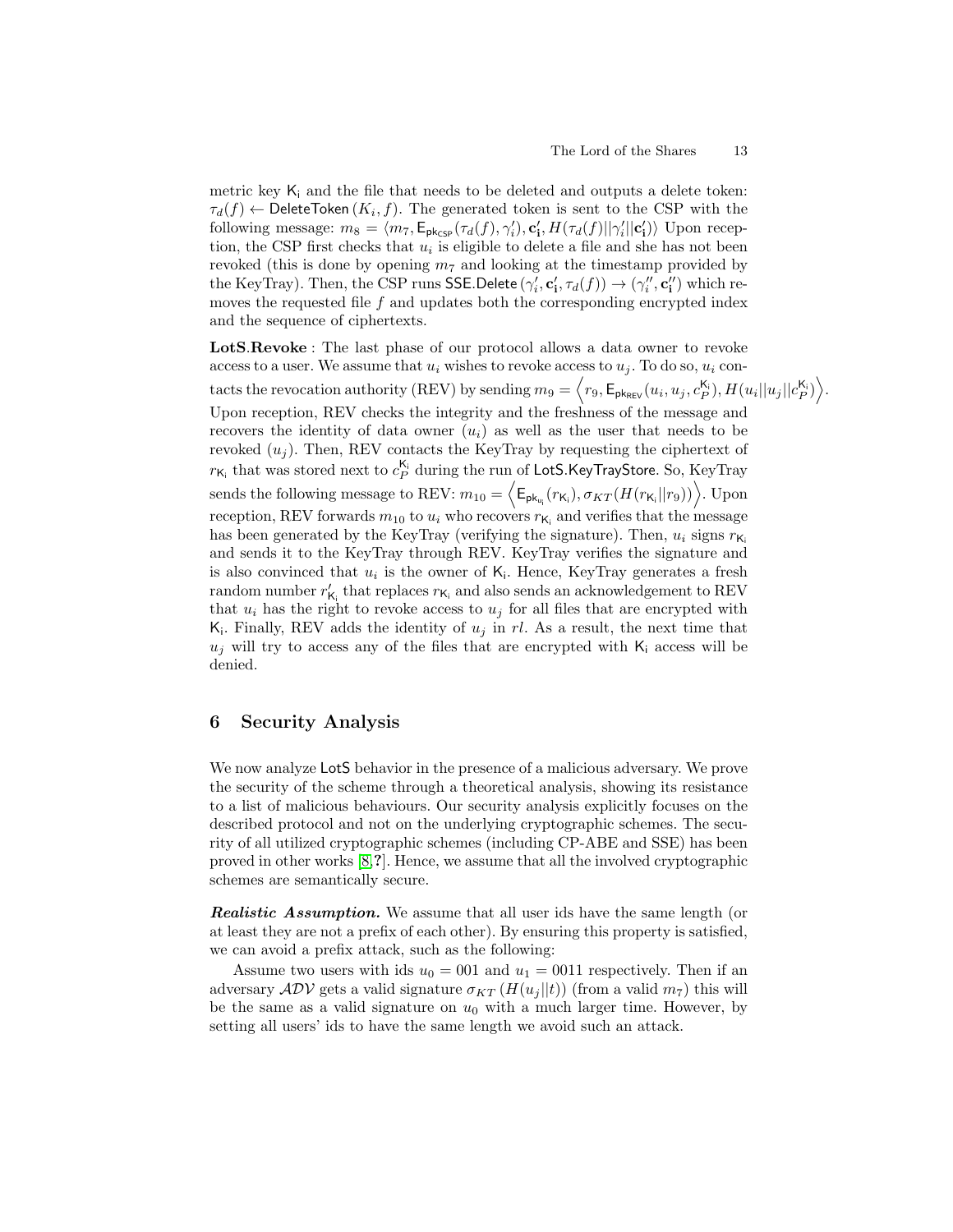metric key $\mathsf{K_i}$ and the file that needs to be deleted and outputs a delete token: $\tau_d(f) \leftarrow \mathsf{DeleteToken}(K_i, f)$. The generated token is sent to the CSP with the following message: $m_8 = \langle m_7, \mathsf{E}_{\mathsf{pk_{CSP}}}(\tau_d(f), \gamma_i'), \mathbf{c_i'}, H(\tau_d(f)||\gamma_i'||\mathbf{c_i'})\rangle$ Upon reception, the CSP first checks that $u_i$ is eligible to delete a file and she has not been revoked (this is done by opening $m_7$ and looking at the timestamp provided by the KeyTray). Then, the CSP runs $\mathsf{SSE.Delete}(\gamma_i', \mathbf{c_i'}, \tau_d(f)) \rightarrow (\gamma_i'', \mathbf{c_i''})$ which removes the requested file $f$ and updates both the corresponding encrypted index and the sequence of ciphertexts.

**LotS.Revoke** : The last phase of our protocol allows a data owner to revoke access to a user. We assume that $u_i$ wishes to revoke access to $u_j$. To do so, $u_i$ contacts the revocation authority (REV) by sending $m_9 = \left\langle r_9, \mathsf{E}_{\mathsf{pk_{REV}}}(u_i, u_j, c_P^{\mathsf{K_i}}), H(u_i||u_j||c_P^{\mathsf{K_i}})\right\rangle$. Upon reception, REV checks the integrity and the freshness of the message and recovers the identity of data owner ($u_i$) as well as the user that needs to be revoked ($u_j$). Then, REV contacts the KeyTray by requesting the ciphertext of $r_{\mathsf{K_i}}$ that was stored next to $c_P^{\mathsf{K_i}}$ during the run of $\mathsf{LotS.KeyTrayStore}$. So, KeyTray sends the following message to REV: $m_{10} = \left\langle \mathsf{E}_{\mathsf{pk_{u_i}}}(r_{\mathsf{K_i}}), \sigma_{KT}(H(r_{\mathsf{K_i}}||r_9))\right\rangle$. Upon reception, REV forwards $m_{10}$ to $u_i$ who recovers $r_{\mathsf{K_i}}$ and verifies that the message has been generated by the KeyTray (verifying the signature). Then, $u_i$ signs $r_{\mathsf{K_i}}$ and sends it to the KeyTray through REV. KeyTray verifies the signature and is also convinced that $u_i$ is the owner of $\mathsf{K_i}$. Hence, KeyTray generates a fresh random number $r_{\mathsf{K_i}}'$ that replaces $r_{\mathsf{K_i}}$ and also sends an acknowledgement to REV that $u_i$ has the right to revoke access to $u_j$ for all files that are encrypted with $\mathsf{K_i}$. Finally, REV adds the identity of $u_j$ in $rl$. As a result, the next time that $u_j$ will try to access any of the files that are encrypted with $\mathsf{K_i}$ access will be denied.

## 6 Security Analysis

We now analyze LotS behavior in the presence of a malicious adversary. We prove the security of the scheme through a theoretical analysis, showing its resistance to a list of malicious behaviours. Our security analysis explicitly focuses on the described protocol and not on the underlying cryptographic schemes. The security of all utilized cryptographic schemes (including CP-ABE and SSE) has been proved in other works [8,?]. Hence, we assume that all the involved cryptographic schemes are semantically secure.

***Realistic Assumption.*** We assume that all user ids have the same length (or at least they are not a prefix of each other). By ensuring this property is satisfied, we can avoid a prefix attack, such as the following:

Assume two users with ids $u_0 = 001$ and $u_1 = 0011$ respectively. Then if an adversary $\mathcal{ADV}$ gets a valid signature $\sigma_{KT}(H(u_j||t))$ (from a valid $m_7$) this will be the same as a valid signature on $u_0$ with a much larger time. However, by setting all users' ids to have the same length we avoid such an attack.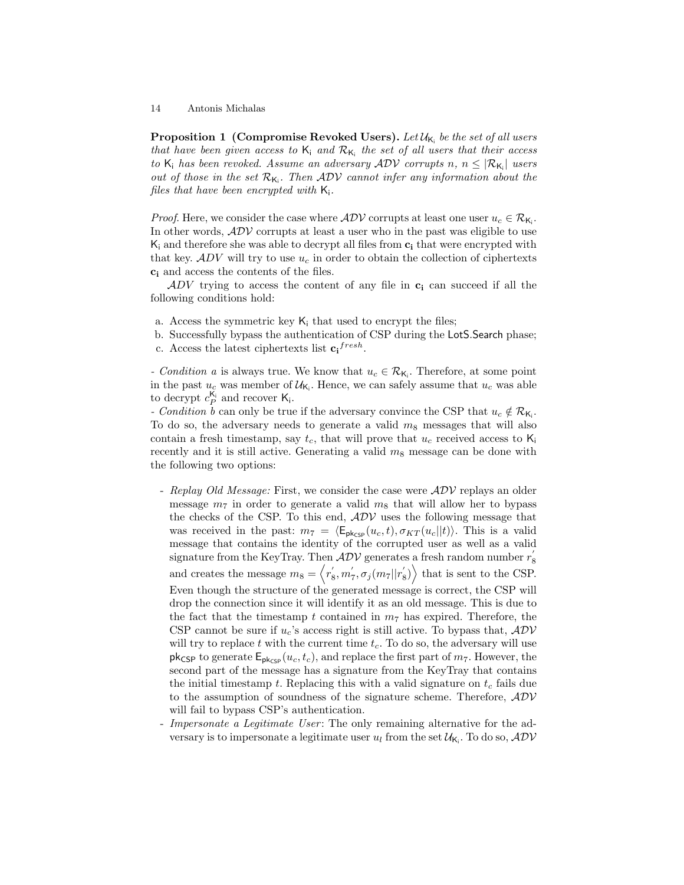**Proposition 1 (Compromise Revoked Users).** *Let* $\mathcal{U}_{\mathsf{K_i}}$ *be the set of all users that have been given access to* $\mathsf{K_i}$ *and* $\mathcal{R}_{\mathsf{K_i}}$ *the set of all users that their access to* $\mathsf{K_i}$ *has been revoked. Assume an adversary* $\mathcal{ADV}$ *corrupts* $n$*,* $n \leq |\mathcal{R}_{\mathsf{K_i}}|$ *users out of those in the set* $\mathcal{R}_{\mathsf{K_i}}$*. Then* $\mathcal{ADV}$ *cannot infer any information about the files that have been encrypted with* $\mathsf{K_i}$*.*

*Proof.* Here, we consider the case where $\mathcal{ADV}$ corrupts at least one user $u_c \in \mathcal{R}_{\mathsf{K_i}}$. In other words, $\mathcal{ADV}$ corrupts at least a user who in the past was eligible to use $\mathsf{K_i}$ and therefore she was able to decrypt all files from $\mathbf{c_i}$ that were encrypted with that key. $ADV$ will try to use $u_c$ in order to obtain the collection of ciphertexts $\mathbf{c_i}$ and access the contents of the files.

$ADV$ trying to access the content of any file in $\mathbf{c_i}$ can succeed if all the following conditions hold:

a. Access the symmetric key $\mathsf{K_i}$ that used to encrypt the files;
b. Successfully bypass the authentication of CSP during the LotS.Search phase;
c. Access the latest ciphertexts list $\mathbf{c_i}^{fresh}$.

- *Condition a* is always true. We know that $u_c \in \mathcal{R}_{\mathsf{K_i}}$. Therefore, at some point in the past $u_c$ was member of $\mathcal{U}_{\mathsf{K_i}}$. Hence, we can safely assume that $u_c$ was able to decrypt $c_P^{\mathsf{K_i}}$ and recover $\mathsf{K_i}$.
- *Condition b* can only be true if the adversary convince the CSP that $u_c \notin \mathcal{R}_{\mathsf{K_i}}$. To do so, the adversary needs to generate a valid $m_8$ messages that will also contain a fresh timestamp, say $t_c$, that will prove that $u_c$ received access to $\mathsf{K_i}$ recently and it is still active. Generating a valid $m_8$ message can be done with the following two options:

- *Replay Old Message:* First, we consider the case were $\mathcal{ADV}$ replays an older message $m_7$ in order to generate a valid $m_8$ that will allow her to bypass the checks of the CSP. To this end, $\mathcal{ADV}$ uses the following message that was received in the past: $m_7 = \langle \mathsf{E}_{\mathsf{pk_{CSP}}}(u_c, t), \sigma_{KT}(u_c||t)\rangle$. This is a valid message that contains the identity of the corrupted user as well as a valid signature from the KeyTray. Then $\mathcal{ADV}$ generates a fresh random number $r_8^{'}$ and creates the message $m_8 = \left\langle r_8^{'}, m_7^{'}, \sigma_j(m_7||r_8^{'})\right\rangle$ that is sent to the CSP. Even though the structure of the generated message is correct, the CSP will drop the connection since it will identify it as an old message. This is due to the fact that the timestamp $t$ contained in $m_7$ has expired. Therefore, the CSP cannot be sure if $u_c$'s access right is still active. To bypass that, $\mathcal{ADV}$ will try to replace $t$ with the current time $t_c$. To do so, the adversary will use $\mathsf{pk_{CSP}}$ to generate $\mathsf{E}_{\mathsf{pk_{CSP}}}(u_c, t_c)$, and replace the first part of $m_7$. However, the second part of the message has a signature from the KeyTray that contains the initial timestamp $t$. Replacing this with a valid signature on $t_c$ fails due to the assumption of soundness of the signature scheme. Therefore, $\mathcal{ADV}$ will fail to bypass CSP's authentication.
- *Impersonate a Legitimate User*: The only remaining alternative for the adversary is to impersonate a legitimate user $u_l$ from the set $\mathcal{U}_{\mathsf{K_i}}$. To do so, $\mathcal{ADV}$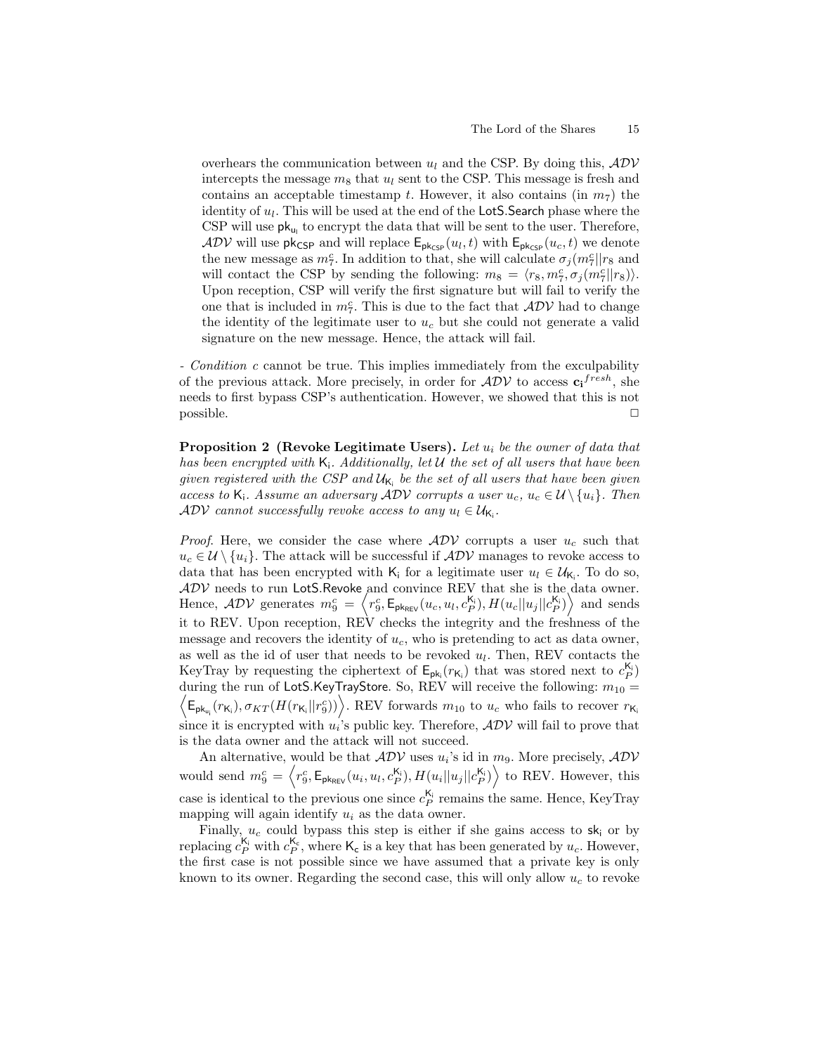overhears the communication between $u_l$ and the CSP. By doing this, $\mathcal{ADV}$ intercepts the message $m_8$ that $u_l$ sent to the CSP. This message is fresh and contains an acceptable timestamp $t$. However, it also contains (in $m_7$) the identity of $u_l$. This will be used at the end of the $\mathsf{LotS.Search}$ phase where the CSP will use $\mathsf{pk_{u_l}}$ to encrypt the data that will be sent to the user. Therefore, $\mathcal{ADV}$ will use $\mathsf{pk_{CSP}}$ and will replace $\mathsf{E_{pk_{CSP}}}(u_l, t)$ with $\mathsf{E_{pk_{CSP}}}(u_c, t)$ we denote the new message as $m_7^c$. In addition to that, she will calculate $\sigma_j(m_7^c||r_8$ and will contact the CSP by sending the following: $m_8 = \langle r_8, m_7^c, \sigma_j(m_7^c||r_8)\rangle$. Upon reception, CSP will verify the first signature but will fail to verify the one that is included in $m_7^c$. This is due to the fact that $\mathcal{ADV}$ had to change the identity of the legitimate user to $u_c$ but she could not generate a valid signature on the new message. Hence, the attack will fail.

- *Condition c* cannot be true. This implies immediately from the exculpability of the previous attack. More precisely, in order for $\mathcal{ADV}$ to access $\mathbf{c_i}^{fresh}$, she needs to first bypass CSP's authentication. However, we showed that this is not possible. □

**Proposition 2 (Revoke Legitimate Users).** *Let $u_i$ be the owner of data that has been encrypted with $\mathsf{K_i}$. Additionally, let $\mathcal{U}$ the set of all users that have been given registered with the CSP and $\mathcal{U}_{\mathsf{K_i}}$ be the set of all users that have been given access to $\mathsf{K_i}$. Assume an adversary $\mathcal{ADV}$ corrupts a user $u_c$, $u_c \in \mathcal{U} \setminus \{u_i\}$. Then $\mathcal{ADV}$ cannot successfully revoke access to any $u_l \in \mathcal{U}_{\mathsf{K_i}}$.*

*Proof.* Here, we consider the case where $\mathcal{ADV}$ corrupts a user $u_c$ such that $u_c \in \mathcal{U} \setminus \{u_i\}$. The attack will be successful if $\mathcal{ADV}$ manages to revoke access to data that has been encrypted with $\mathsf{K_i}$ for a legitimate user $u_l \in \mathcal{U}_{\mathsf{K_i}}$. To do so, $\mathcal{ADV}$ needs to run $\mathsf{LotS.Revoke}$ and convince REV that she is the data owner. Hence, $\mathcal{ADV}$ generates $m_9^c = \left\langle r_9^c, \mathsf{E_{pk_{REV}}}(u_c, u_l, c_P^{\mathsf{K_i}}), H(u_c||u_j||c_P^{\mathsf{K_i}})\right\rangle$ and sends it to REV. Upon reception, REV checks the integrity and the freshness of the message and recovers the identity of $u_c$, who is pretending to act as data owner, as well as the id of user that needs to be revoked $u_l$. Then, REV contacts the KeyTray by requesting the ciphertext of $\mathsf{E_{pk_i}}(r_{\mathsf{K_i}})$ that was stored next to $c_P^{\mathsf{K_i}}$) during the run of $\mathsf{LotS.KeyTrayStore}$. So, REV will receive the following: $m_{10} = \left\langle \mathsf{E_{pk_{u_i}}}(r_{\mathsf{K_i}}), \sigma_{KT}(H(r_{\mathsf{K_i}}||r_9^c))\right\rangle$. REV forwards $m_{10}$ to $u_c$ who fails to recover $r_{\mathsf{K_i}}$ since it is encrypted with $u_i$'s public key. Therefore, $\mathcal{ADV}$ will fail to prove that is the data owner and the attack will not succeed.

An alternative, would be that $\mathcal{ADV}$ uses $u_i$'s id in $m_9$. More precisely, $\mathcal{ADV}$ would send $m_9^c = \left\langle r_9^c, \mathsf{E_{pk_{REV}}}(u_i, u_l, c_P^{\mathsf{K_i}}), H(u_i||u_j||c_P^{\mathsf{K_i}})\right\rangle$ to REV. However, this case is identical to the previous one since $c_P^{\mathsf{K_i}}$ remains the same. Hence, KeyTray mapping will again identify $u_i$ as the data owner.

Finally, $u_c$ could bypass this step is either if she gains access to $\mathsf{sk_i}$ or by replacing $c_P^{\mathsf{K_i}}$ with $c_P^{\mathsf{K_c}}$, where $\mathsf{K_c}$ is a key that has been generated by $u_c$. However, the first case is not possible since we have assumed that a private key is only known to its owner. Regarding the second case, this will only allow $u_c$ to revoke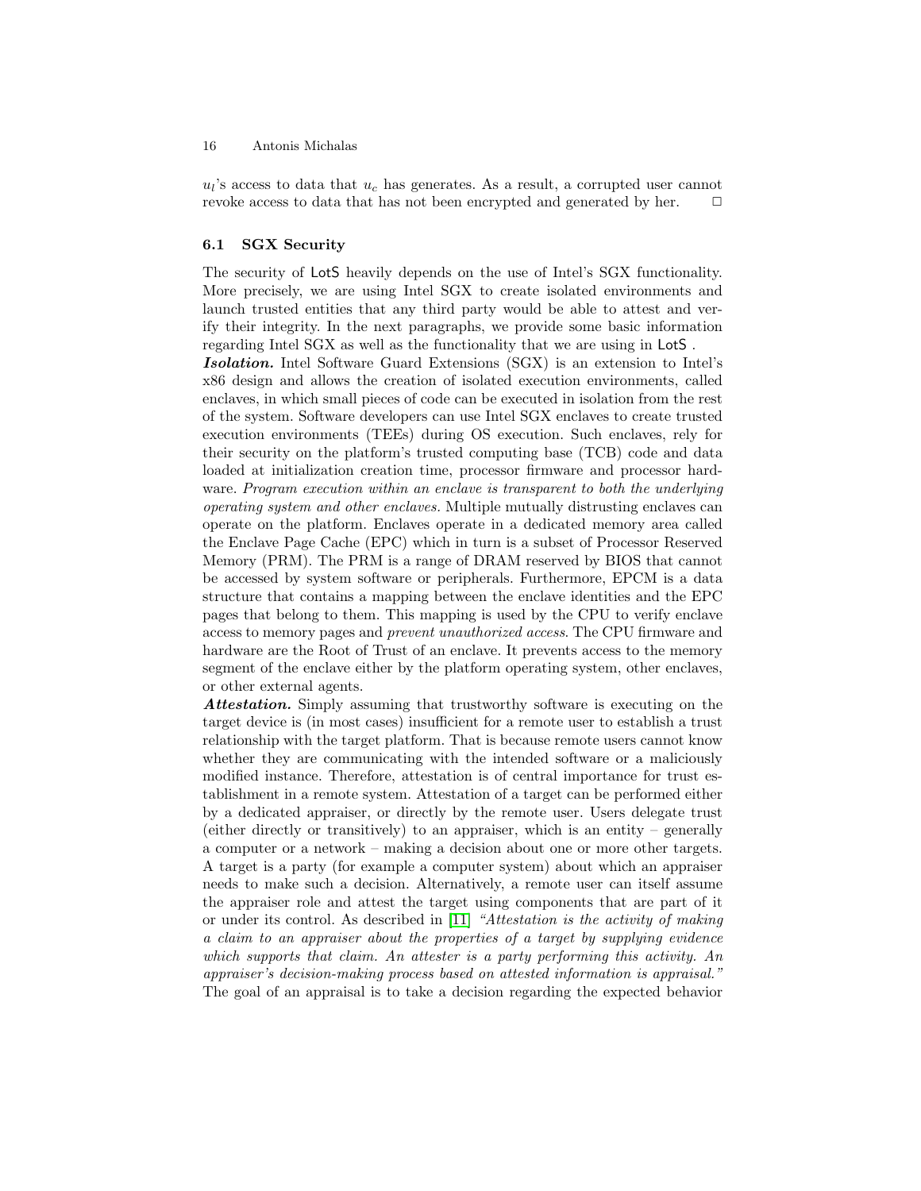$u_l$'s access to data that $u_c$ has generates. As a result, a corrupted user cannot revoke access to data that has not been encrypted and generated by her. □

### 6.1 SGX Security

The security of LotS heavily depends on the use of Intel's SGX functionality. More precisely, we are using Intel SGX to create isolated environments and launch trusted entities that any third party would be able to attest and verify their integrity. In the next paragraphs, we provide some basic information regarding Intel SGX as well as the functionality that we are using in LotS .

***Isolation.*** Intel Software Guard Extensions (SGX) is an extension to Intel's x86 design and allows the creation of isolated execution environments, called enclaves, in which small pieces of code can be executed in isolation from the rest of the system. Software developers can use Intel SGX enclaves to create trusted execution environments (TEEs) during OS execution. Such enclaves, rely for their security on the platform's trusted computing base (TCB) code and data loaded at initialization creation time, processor firmware and processor hardware. *Program execution within an enclave is transparent to both the underlying operating system and other enclaves.* Multiple mutually distrusting enclaves can operate on the platform. Enclaves operate in a dedicated memory area called the Enclave Page Cache (EPC) which in turn is a subset of Processor Reserved Memory (PRM). The PRM is a range of DRAM reserved by BIOS that cannot be accessed by system software or peripherals. Furthermore, EPCM is a data structure that contains a mapping between the enclave identities and the EPC pages that belong to them. This mapping is used by the CPU to verify enclave access to memory pages and *prevent unauthorized access*. The CPU firmware and hardware are the Root of Trust of an enclave. It prevents access to the memory segment of the enclave either by the platform operating system, other enclaves, or other external agents.

***Attestation.*** Simply assuming that trustworthy software is executing on the target device is (in most cases) insufficient for a remote user to establish a trust relationship with the target platform. That is because remote users cannot know whether they are communicating with the intended software or a maliciously modified instance. Therefore, attestation is of central importance for trust establishment in a remote system. Attestation of a target can be performed either by a dedicated appraiser, or directly by the remote user. Users delegate trust (either directly or transitively) to an appraiser, which is an entity – generally a computer or a network – making a decision about one or more other targets. A target is a party (for example a computer system) about which an appraiser needs to make such a decision. Alternatively, a remote user can itself assume the appraiser role and attest the target using components that are part of it or under its control. As described in [11] *"Attestation is the activity of making a claim to an appraiser about the properties of a target by supplying evidence which supports that claim. An attester is a party performing this activity. An appraiser's decision-making process based on attested information is appraisal."* The goal of an appraisal is to take a decision regarding the expected behavior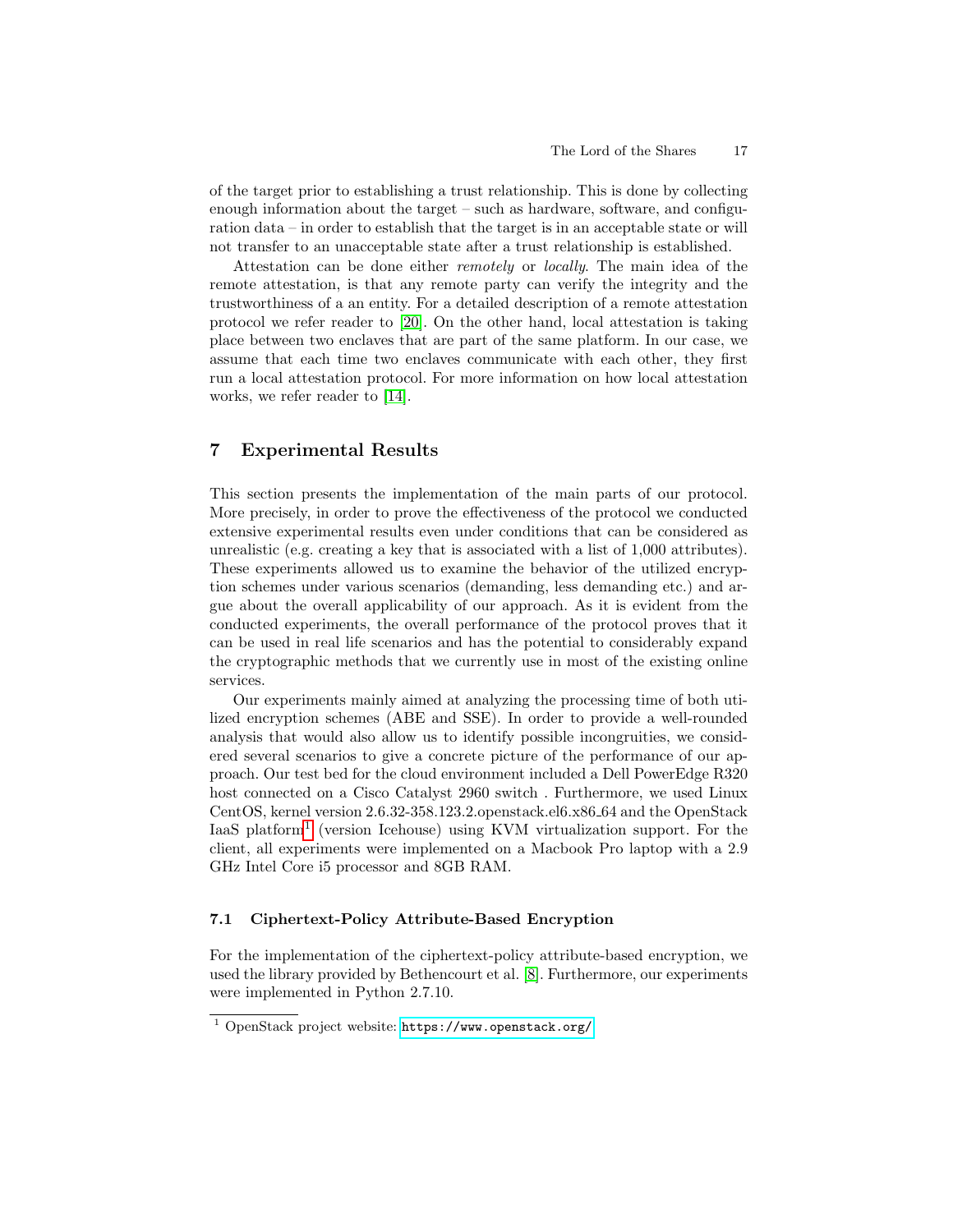of the target prior to establishing a trust relationship. This is done by collecting enough information about the target – such as hardware, software, and configuration data – in order to establish that the target is in an acceptable state or will not transfer to an unacceptable state after a trust relationship is established.

Attestation can be done either *remotely* or *locally*. The main idea of the remote attestation, is that any remote party can verify the integrity and the trustworthiness of a an entity. For a detailed description of a remote attestation protocol we refer reader to [20]. On the other hand, local attestation is taking place between two enclaves that are part of the same platform. In our case, we assume that each time two enclaves communicate with each other, they first run a local attestation protocol. For more information on how local attestation works, we refer reader to [14].

## 7 Experimental Results

This section presents the implementation of the main parts of our protocol. More precisely, in order to prove the effectiveness of the protocol we conducted extensive experimental results even under conditions that can be considered as unrealistic (e.g. creating a key that is associated with a list of 1,000 attributes). These experiments allowed us to examine the behavior of the utilized encryption schemes under various scenarios (demanding, less demanding etc.) and argue about the overall applicability of our approach. As it is evident from the conducted experiments, the overall performance of the protocol proves that it can be used in real life scenarios and has the potential to considerably expand the cryptographic methods that we currently use in most of the existing online services.

Our experiments mainly aimed at analyzing the processing time of both utilized encryption schemes (ABE and SSE). In order to provide a well-rounded analysis that would also allow us to identify possible incongruities, we considered several scenarios to give a concrete picture of the performance of our approach. Our test bed for the cloud environment included a Dell PowerEdge R320 host connected on a Cisco Catalyst 2960 switch . Furthermore, we used Linux CentOS, kernel version 2.6.32-358.123.2.openstack.el6.x86_64 and the OpenStack IaaS platform[1] (version Icehouse) using KVM virtualization support. For the client, all experiments were implemented on a Macbook Pro laptop with a 2.9 GHz Intel Core i5 processor and 8GB RAM.

### 7.1 Ciphertext-Policy Attribute-Based Encryption

For the implementation of the ciphertext-policy attribute-based encryption, we used the library provided by Bethencourt et al. [8]. Furthermore, our experiments were implemented in Python 2.7.10.

[1] OpenStack project website: https://www.openstack.org/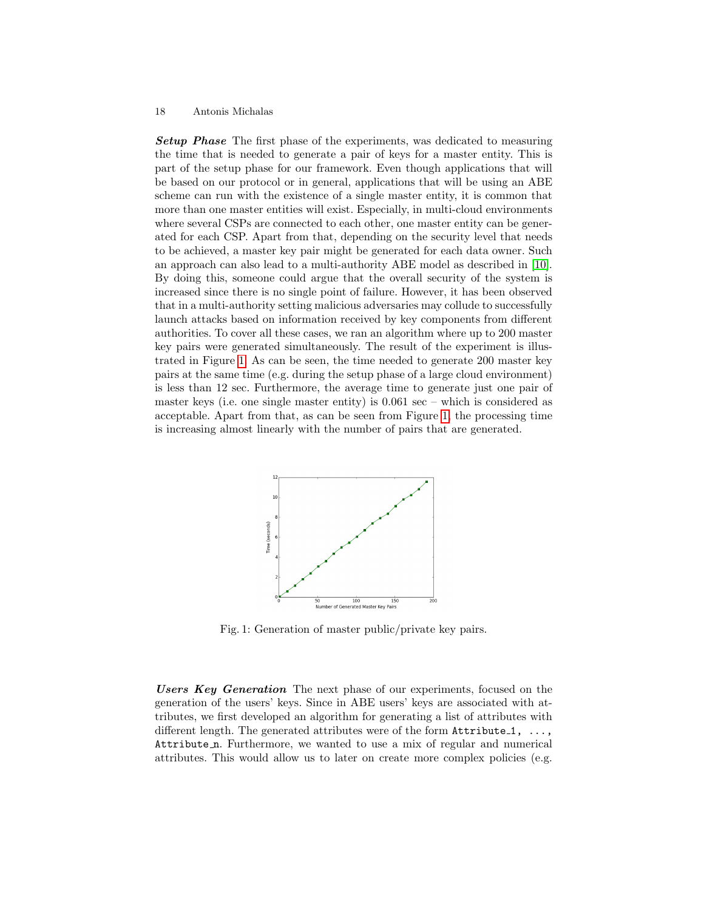***Setup Phase*** The first phase of the experiments, was dedicated to measuring the time that is needed to generate a pair of keys for a master entity. This is part of the setup phase for our framework. Even though applications that will be based on our protocol or in general, applications that will be using an ABE scheme can run with the existence of a single master entity, it is common that more than one master entities will exist. Especially, in multi-cloud environments where several CSPs are connected to each other, one master entity can be generated for each CSP. Apart from that, depending on the security level that needs to be achieved, a master key pair might be generated for each data owner. Such an approach can also lead to a multi-authority ABE model as described in [10]. By doing this, someone could argue that the overall security of the system is increased since there is no single point of failure. However, it has been observed that in a multi-authority setting malicious adversaries may collude to successfully launch attacks based on information received by key components from different authorities. To cover all these cases, we ran an algorithm where up to 200 master key pairs were generated simultaneously. The result of the experiment is illustrated in Figure 1. As can be seen, the time needed to generate 200 master key pairs at the same time (e.g. during the setup phase of a large cloud environment) is less than 12 sec. Furthermore, the average time to generate just one pair of master keys (i.e. one single master entity) is 0.061 sec – which is considered as acceptable. Apart from that, as can be seen from Figure 1, the processing time is increasing almost linearly with the number of pairs that are generated.

Fig. 1: Generation of master public/private key pairs.

***Users Key Generation*** The next phase of our experiments, focused on the generation of the users' keys. Since in ABE users' keys are associated with attributes, we first developed an algorithm for generating a list of attributes with different length. The generated attributes were of the form `Attribute_1, ..., Attribute_n`. Furthermore, we wanted to use a mix of regular and numerical attributes. This would allow us to later on create more complex policies (e.g.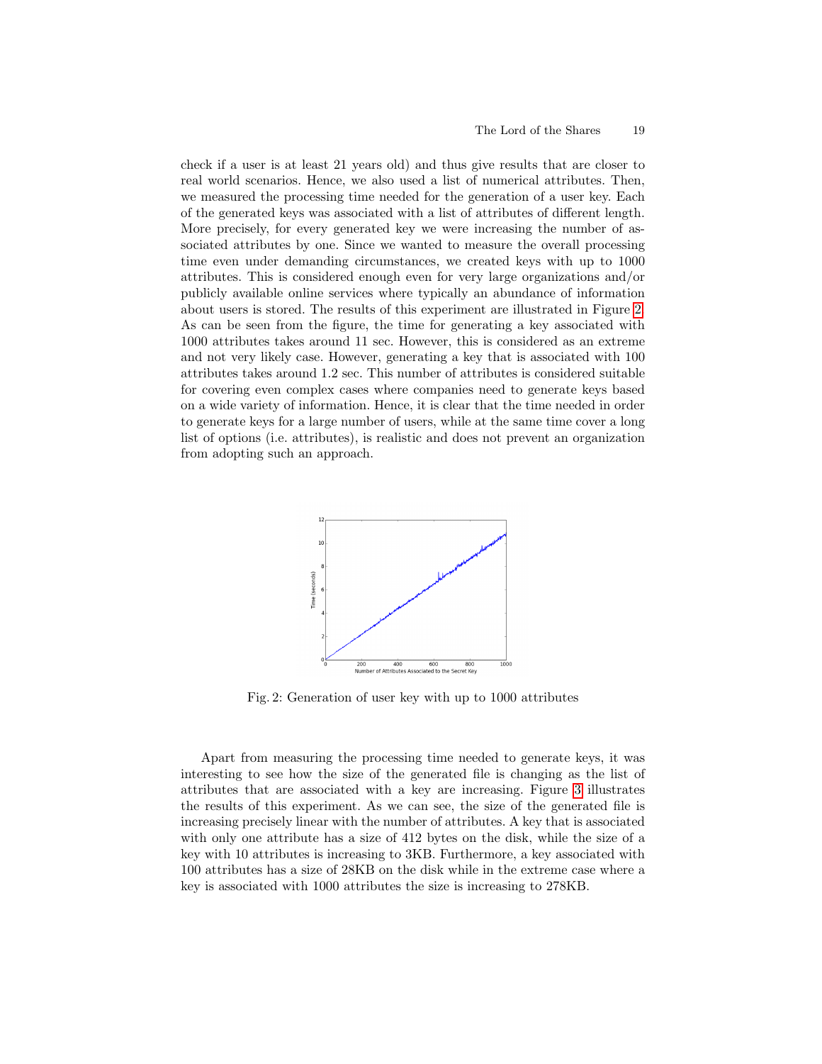check if a user is at least 21 years old) and thus give results that are closer to real world scenarios. Hence, we also used a list of numerical attributes. Then, we measured the processing time needed for the generation of a user key. Each of the generated keys was associated with a list of attributes of different length. More precisely, for every generated key we were increasing the number of associated attributes by one. Since we wanted to measure the overall processing time even under demanding circumstances, we created keys with up to 1000 attributes. This is considered enough even for very large organizations and/or publicly available online services where typically an abundance of information about users is stored. The results of this experiment are illustrated in Figure 2. As can be seen from the figure, the time for generating a key associated with 1000 attributes takes around 11 sec. However, this is considered as an extreme and not very likely case. However, generating a key that is associated with 100 attributes takes around 1.2 sec. This number of attributes is considered suitable for covering even complex cases where companies need to generate keys based on a wide variety of information. Hence, it is clear that the time needed in order to generate keys for a large number of users, while at the same time cover a long list of options (i.e. attributes), is realistic and does not prevent an organization from adopting such an approach.

Fig. 2: Generation of user key with up to 1000 attributes

Apart from measuring the processing time needed to generate keys, it was interesting to see how the size of the generated file is changing as the list of attributes that are associated with a key are increasing. Figure 3 illustrates the results of this experiment. As we can see, the size of the generated file is increasing precisely linear with the number of attributes. A key that is associated with only one attribute has a size of 412 bytes on the disk, while the size of a key with 10 attributes is increasing to 3KB. Furthermore, a key associated with 100 attributes has a size of 28KB on the disk while in the extreme case where a key is associated with 1000 attributes the size is increasing to 278KB.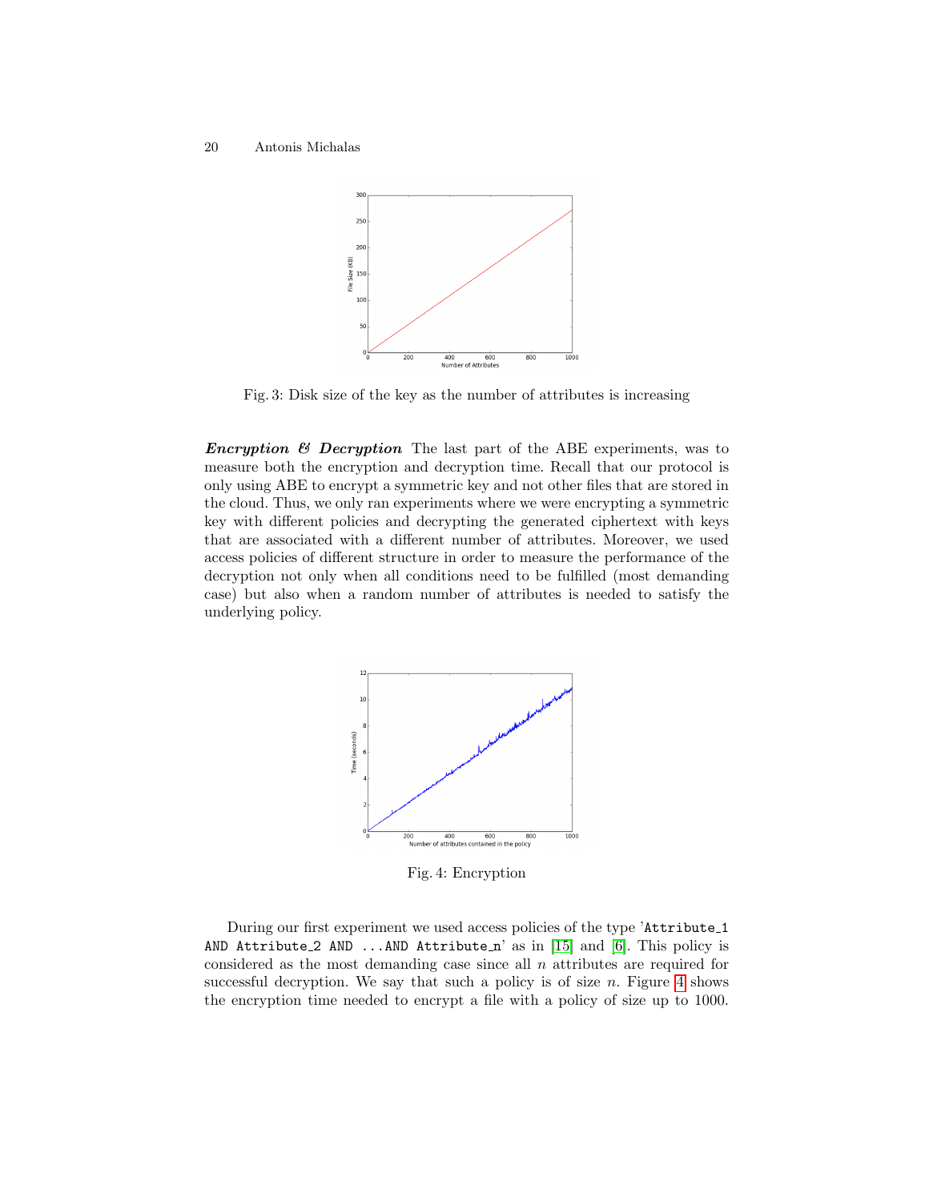Fig. 3: Disk size of the key as the number of attributes is increasing

***Encryption & Decryption*** The last part of the ABE experiments, was to measure both the encryption and decryption time. Recall that our protocol is only using ABE to encrypt a symmetric key and not other files that are stored in the cloud. Thus, we only ran experiments where we were encrypting a symmetric key with different policies and decrypting the generated ciphertext with keys that are associated with a different number of attributes. Moreover, we used access policies of different structure in order to measure the performance of the decryption not only when all conditions need to be fulfilled (most demanding case) but also when a random number of attributes is needed to satisfy the underlying policy.

Fig. 4: Encryption

During our first experiment we used access policies of the type '`Attribute_1 AND Attribute_2 AND ...AND Attribute_n`' as in [15] and [6]. This policy is considered as the most demanding case since all $n$ attributes are required for successful decryption. We say that such a policy is of size $n$. Figure 4 shows the encryption time needed to encrypt a file with a policy of size up to 1000.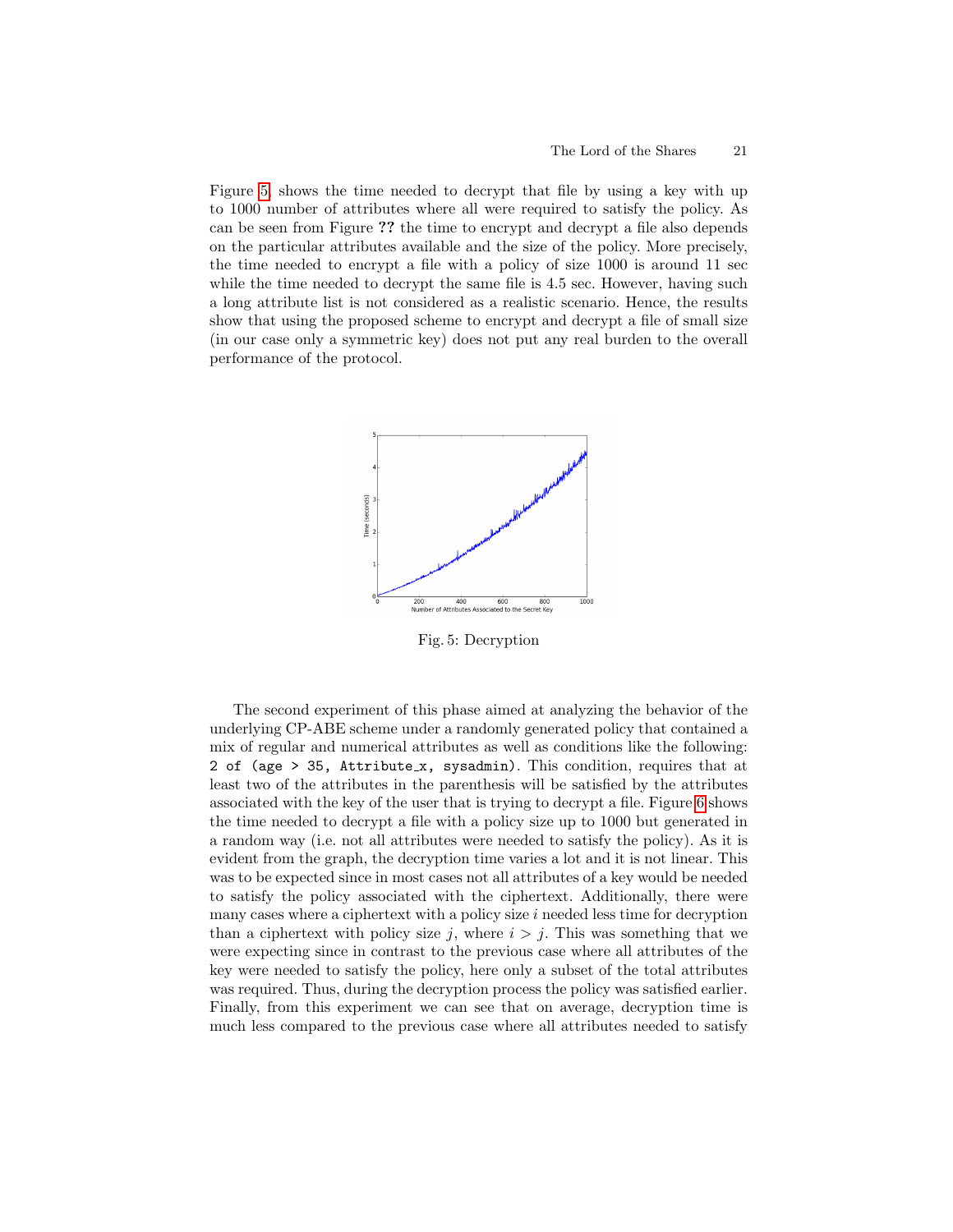Figure 5 shows the time needed to decrypt that file by using a key with up to 1000 number of attributes where all were required to satisfy the policy. As can be seen from Figure **??** the time to encrypt and decrypt a file also depends on the particular attributes available and the size of the policy. More precisely, the time needed to encrypt a file with a policy of size 1000 is around 11 sec while the time needed to decrypt the same file is 4.5 sec. However, having such a long attribute list is not considered as a realistic scenario. Hence, the results show that using the proposed scheme to encrypt and decrypt a file of small size (in our case only a symmetric key) does not put any real burden to the overall performance of the protocol.

Fig. 5: Decryption

The second experiment of this phase aimed at analyzing the behavior of the underlying CP-ABE scheme under a randomly generated policy that contained a mix of regular and numerical attributes as well as conditions like the following: `2 of (age > 35, Attribute_x, sysadmin)`. This condition, requires that at least two of the attributes in the parenthesis will be satisfied by the attributes associated with the key of the user that is trying to decrypt a file. Figure 6 shows the time needed to decrypt a file with a policy size up to 1000 but generated in a random way (i.e. not all attributes were needed to satisfy the policy). As it is evident from the graph, the decryption time varies a lot and it is not linear. This was to be expected since in most cases not all attributes of a key would be needed to satisfy the policy associated with the ciphertext. Additionally, there were many cases where a ciphertext with a policy size $i$ needed less time for decryption than a ciphertext with policy size $j$, where $i > j$. This was something that we were expecting since in contrast to the previous case where all attributes of the key were needed to satisfy the policy, here only a subset of the total attributes was required. Thus, during the decryption process the policy was satisfied earlier. Finally, from this experiment we can see that on average, decryption time is much less compared to the previous case where all attributes needed to satisfy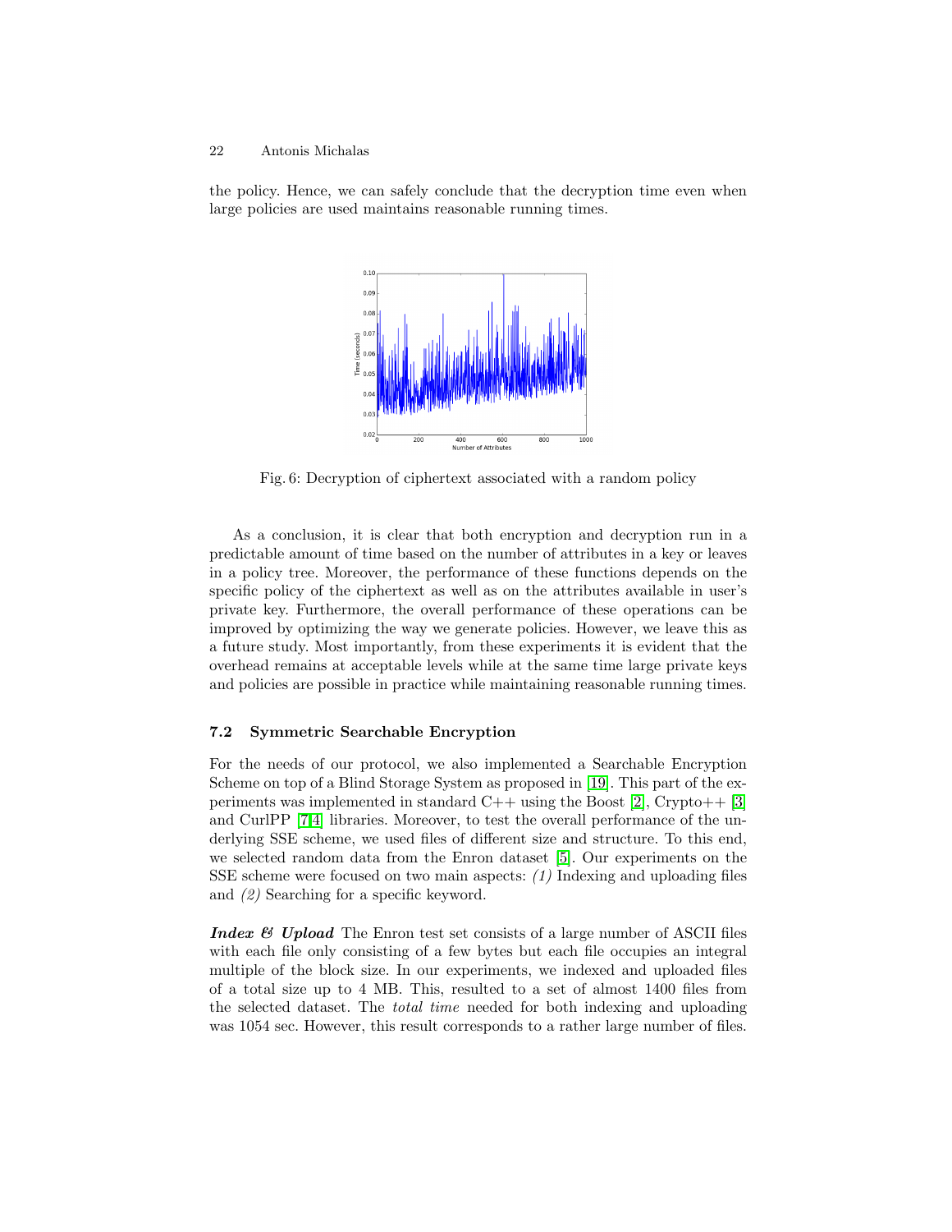the policy. Hence, we can safely conclude that the decryption time even when large policies are used maintains reasonable running times.

Fig. 6: Decryption of ciphertext associated with a random policy

As a conclusion, it is clear that both encryption and decryption run in a predictable amount of time based on the number of attributes in a key or leaves in a policy tree. Moreover, the performance of these functions depends on the specific policy of the ciphertext as well as on the attributes available in user's private key. Furthermore, the overall performance of these operations can be improved by optimizing the way we generate policies. However, we leave this as a future study. Most importantly, from these experiments it is evident that the overhead remains at acceptable levels while at the same time large private keys and policies are possible in practice while maintaining reasonable running times.

### 7.2 Symmetric Searchable Encryption

For the needs of our protocol, we also implemented a Searchable Encryption Scheme on top of a Blind Storage System as proposed in [19]. This part of the experiments was implemented in standard C++ using the Boost [2], Crypto++ [3] and CurlPP [7,4] libraries. Moreover, to test the overall performance of the underlying SSE scheme, we used files of different size and structure. To this end, we selected random data from the Enron dataset [5]. Our experiments on the SSE scheme were focused on two main aspects: *(1)* Indexing and uploading files and *(2)* Searching for a specific keyword.

***Index & Upload*** The Enron test set consists of a large number of ASCII files with each file only consisting of a few bytes but each file occupies an integral multiple of the block size. In our experiments, we indexed and uploaded files of a total size up to 4 MB. This, resulted to a set of almost 1400 files from the selected dataset. The *total time* needed for both indexing and uploading was 1054 sec. However, this result corresponds to a rather large number of files.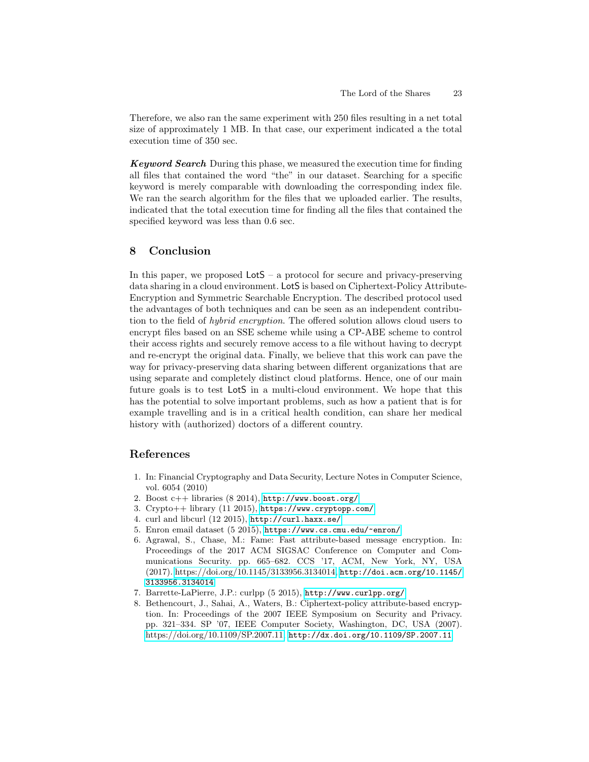Therefore, we also ran the same experiment with 250 files resulting in a net total size of approximately 1 MB. In that case, our experiment indicated a the total execution time of 350 sec.

***Keyword Search*** During this phase, we measured the execution time for finding all files that contained the word "the" in our dataset. Searching for a specific keyword is merely comparable with downloading the corresponding index file. We ran the search algorithm for the files that we uploaded earlier. The results, indicated that the total execution time for finding all the files that contained the specified keyword was less than 0.6 sec.

## 8 Conclusion

In this paper, we proposed LotS – a protocol for secure and privacy-preserving data sharing in a cloud environment. LotS is based on Ciphertext-Policy Attribute-Encryption and Symmetric Searchable Encryption. The described protocol used the advantages of both techniques and can be seen as an independent contribution to the field of *hybrid encryption*. The offered solution allows cloud users to encrypt files based on an SSE scheme while using a CP-ABE scheme to control their access rights and securely remove access to a file without having to decrypt and re-encrypt the original data. Finally, we believe that this work can pave the way for privacy-preserving data sharing between different organizations that are using separate and completely distinct cloud platforms. Hence, one of our main future goals is to test LotS in a multi-cloud environment. We hope that this has the potential to solve important problems, such as how a patient that is for example travelling and is in a critical health condition, can share her medical history with (authorized) doctors of a different country.

## References

1. In: Financial Cryptography and Data Security, Lecture Notes in Computer Science, vol. 6054 (2010)
2. Boost c++ libraries (8 2014), `http://www.boost.org/`
3. Crypto++ library (11 2015), `https://www.cryptopp.com/`
4. curl and libcurl (12 2015), `http://curl.haxx.se/`
5. Enron email dataset (5 2015), `https://www.cs.cmu.edu/~enron/`
6. Agrawal, S., Chase, M.: Fame: Fast attribute-based message encryption. In: Proceedings of the 2017 ACM SIGSAC Conference on Computer and Communications Security. pp. 665–682. CCS '17, ACM, New York, NY, USA (2017). https://doi.org/10.1145/3133956.3134014, `http://doi.acm.org/10.1145/3133956.3134014`
7. Barrette-LaPierre, J.P.: curlpp (5 2015), `http://www.curlpp.org/`
8. Bethencourt, J., Sahai, A., Waters, B.: Ciphertext-policy attribute-based encryption. In: Proceedings of the 2007 IEEE Symposium on Security and Privacy. pp. 321–334. SP '07, IEEE Computer Society, Washington, DC, USA (2007). https://doi.org/10.1109/SP.2007.11, `http://dx.doi.org/10.1109/SP.2007.11`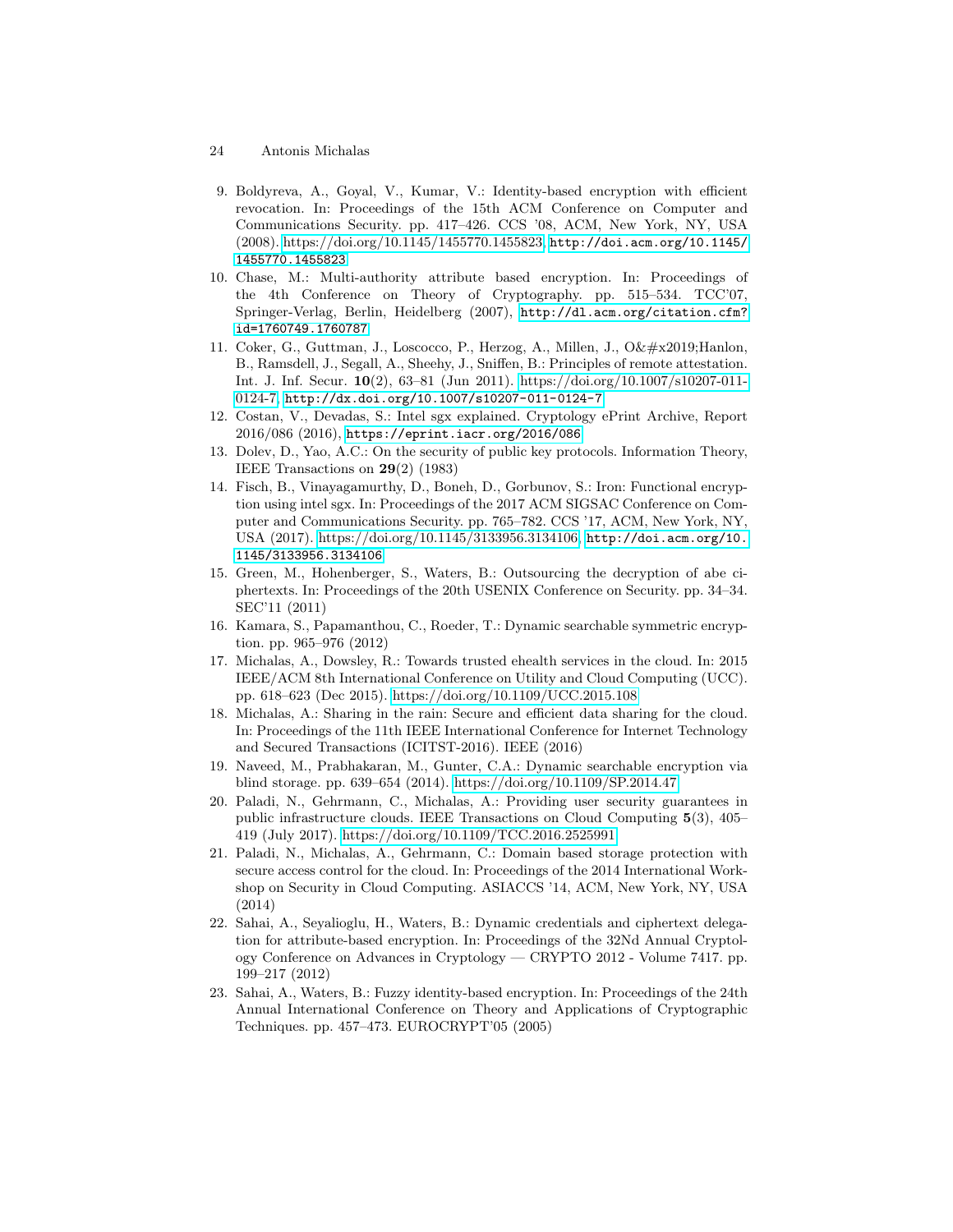9. Boldyreva, A., Goyal, V., Kumar, V.: Identity-based encryption with efficient revocation. In: Proceedings of the 15th ACM Conference on Computer and Communications Security. pp. 417–426. CCS '08, ACM, New York, NY, USA (2008). https://doi.org/10.1145/1455770.1455823, http://doi.acm.org/10.1145/1455770.1455823
10. Chase, M.: Multi-authority attribute based encryption. In: Proceedings of the 4th Conference on Theory of Cryptography. pp. 515–534. TCC'07, Springer-Verlag, Berlin, Heidelberg (2007), http://dl.acm.org/citation.cfm?id=1760749.1760787
11. Coker, G., Guttman, J., Loscocco, P., Herzog, A., Millen, J., O&#x2019;Hanlon, B., Ramsdell, J., Segall, A., Sheehy, J., Sniffen, B.: Principles of remote attestation. Int. J. Inf. Secur. **10**(2), 63–81 (Jun 2011). https://doi.org/10.1007/s10207-011-0124-7, http://dx.doi.org/10.1007/s10207-011-0124-7
12. Costan, V., Devadas, S.: Intel sgx explained. Cryptology ePrint Archive, Report 2016/086 (2016), https://eprint.iacr.org/2016/086
13. Dolev, D., Yao, A.C.: On the security of public key protocols. Information Theory, IEEE Transactions on **29**(2) (1983)
14. Fisch, B., Vinayagamurthy, D., Boneh, D., Gorbunov, S.: Iron: Functional encryption using intel sgx. In: Proceedings of the 2017 ACM SIGSAC Conference on Computer and Communications Security. pp. 765–782. CCS '17, ACM, New York, NY, USA (2017). https://doi.org/10.1145/3133956.3134106, http://doi.acm.org/10.1145/3133956.3134106
15. Green, M., Hohenberger, S., Waters, B.: Outsourcing the decryption of abe ciphertexts. In: Proceedings of the 20th USENIX Conference on Security. pp. 34–34. SEC'11 (2011)
16. Kamara, S., Papamanthou, C., Roeder, T.: Dynamic searchable symmetric encryption. pp. 965–976 (2012)
17. Michalas, A., Dowsley, R.: Towards trusted ehealth services in the cloud. In: 2015 IEEE/ACM 8th International Conference on Utility and Cloud Computing (UCC). pp. 618–623 (Dec 2015). https://doi.org/10.1109/UCC.2015.108
18. Michalas, A.: Sharing in the rain: Secure and efficient data sharing for the cloud. In: Proceedings of the 11th IEEE International Conference for Internet Technology and Secured Transactions (ICITST-2016). IEEE (2016)
19. Naveed, M., Prabhakaran, M., Gunter, C.A.: Dynamic searchable encryption via blind storage. pp. 639–654 (2014). https://doi.org/10.1109/SP.2014.47
20. Paladi, N., Gehrmann, C., Michalas, A.: Providing user security guarantees in public infrastructure clouds. IEEE Transactions on Cloud Computing **5**(3), 405–419 (July 2017). https://doi.org/10.1109/TCC.2016.2525991
21. Paladi, N., Michalas, A., Gehrmann, C.: Domain based storage protection with secure access control for the cloud. In: Proceedings of the 2014 International Workshop on Security in Cloud Computing. ASIACCS '14, ACM, New York, NY, USA (2014)
22. Sahai, A., Seyalioglu, H., Waters, B.: Dynamic credentials and ciphertext delegation for attribute-based encryption. In: Proceedings of the 32Nd Annual Cryptology Conference on Advances in Cryptology — CRYPTO 2012 - Volume 7417. pp. 199–217 (2012)
23. Sahai, A., Waters, B.: Fuzzy identity-based encryption. In: Proceedings of the 24th Annual International Conference on Theory and Applications of Cryptographic Techniques. pp. 457–473. EUROCRYPT'05 (2005)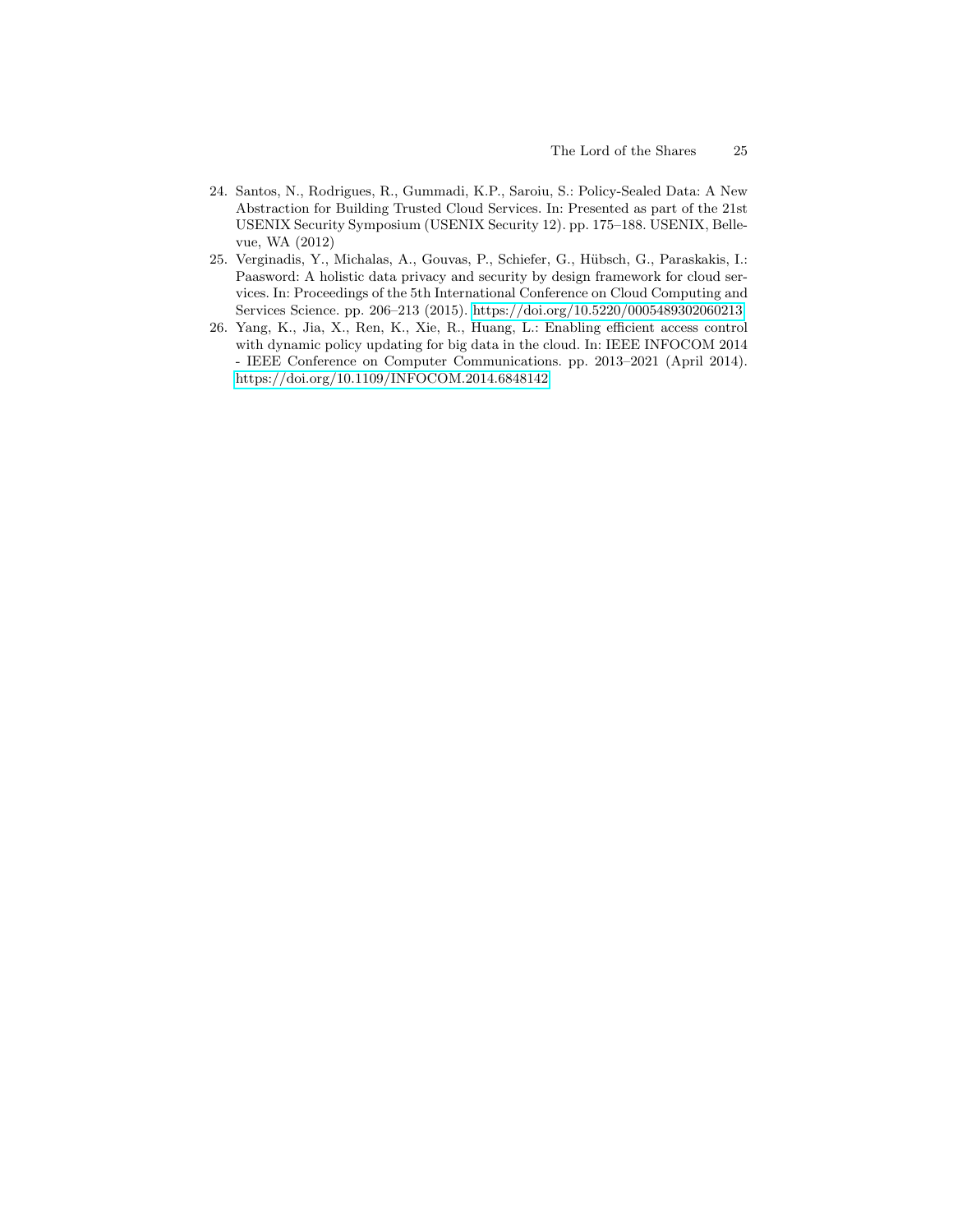24. Santos, N., Rodrigues, R., Gummadi, K.P., Saroiu, S.: Policy-Sealed Data: A New Abstraction for Building Trusted Cloud Services. In: Presented as part of the 21st USENIX Security Symposium (USENIX Security 12). pp. 175–188. USENIX, Bellevue, WA (2012)
25. Verginadis, Y., Michalas, A., Gouvas, P., Schiefer, G., Hübsch, G., Paraskakis, I.: Paasword: A holistic data privacy and security by design framework for cloud services. In: Proceedings of the 5th International Conference on Cloud Computing and Services Science. pp. 206–213 (2015). https://doi.org/10.5220/0005489302060213
26. Yang, K., Jia, X., Ren, K., Xie, R., Huang, L.: Enabling efficient access control with dynamic policy updating for big data in the cloud. In: IEEE INFOCOM 2014 - IEEE Conference on Computer Communications. pp. 2013–2021 (April 2014). https://doi.org/10.1109/INFOCOM.2014.6848142